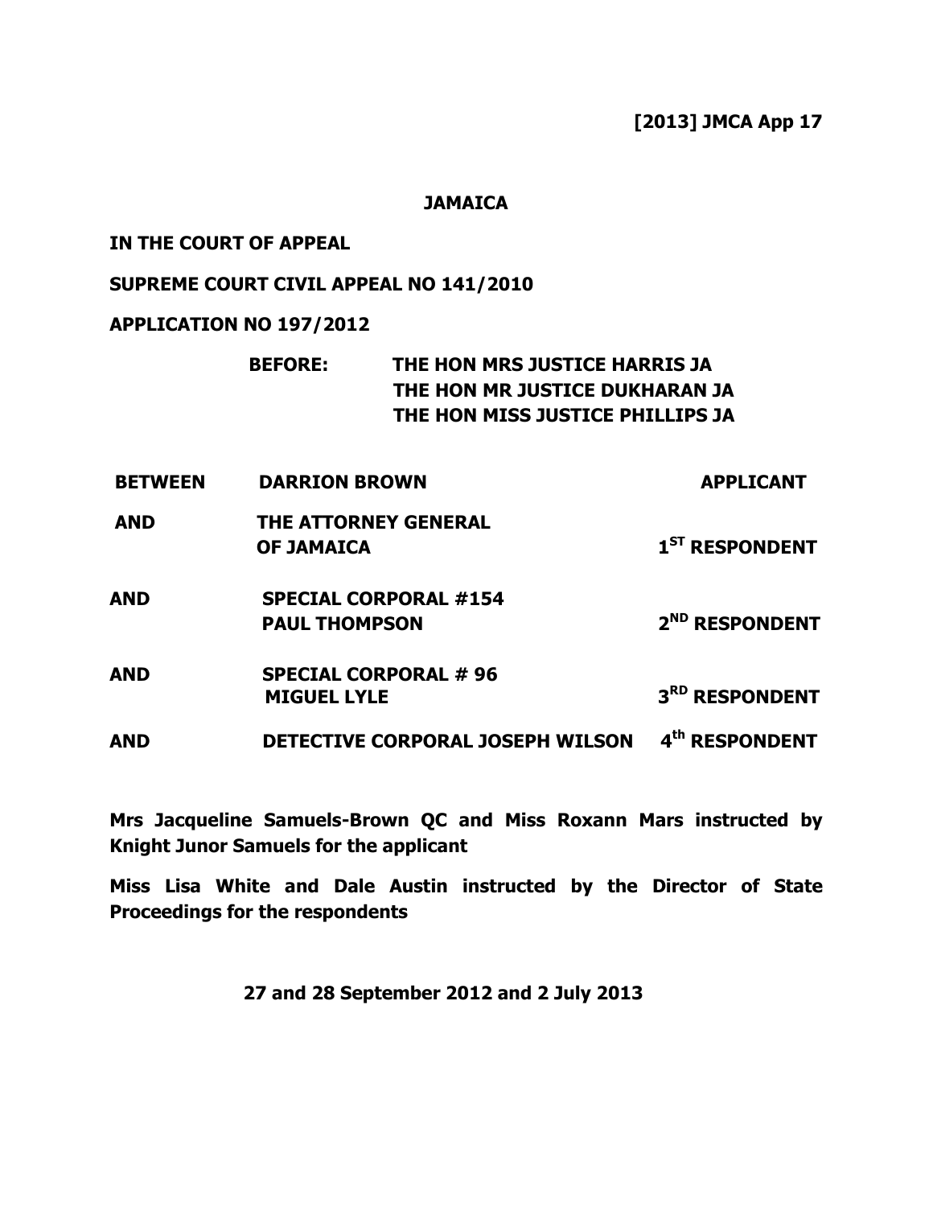**[2013] JMCA App 17**

**JAMAICA**

**IN THE COURT OF APPEAL**

**SUPREME COURT CIVIL APPEAL NO 141/2010**

**APPLICATION NO 197/2012**

**BEFORE: THE HON MRS JUSTICE HARRIS JA**
**THE HON MR JUSTICE DUKHARAN JA**
**THE HON MISS JUSTICE PHILLIPS JA**

| | | |
|---|---|---|
| **BETWEEN** | **DARRION BROWN** | **APPLICANT** |
| **AND** | **THE ATTORNEY GENERAL OF JAMAICA** | **1ST RESPONDENT** |
| **AND** | **SPECIAL CORPORAL #154 PAUL THOMPSON** | **2ND RESPONDENT** |
| **AND** | **SPECIAL CORPORAL # 96 MIGUEL LYLE** | **3RD RESPONDENT** |
| **AND** | **DETECTIVE CORPORAL JOSEPH WILSON** | **4th RESPONDENT** |

**Mrs Jacqueline Samuels-Brown QC and Miss Roxann Mars instructed by Knight Junor Samuels for the applicant**

**Miss Lisa White and Dale Austin instructed by the Director of State Proceedings for the respondents**

**27 and 28 September 2012 and 2 July 2013**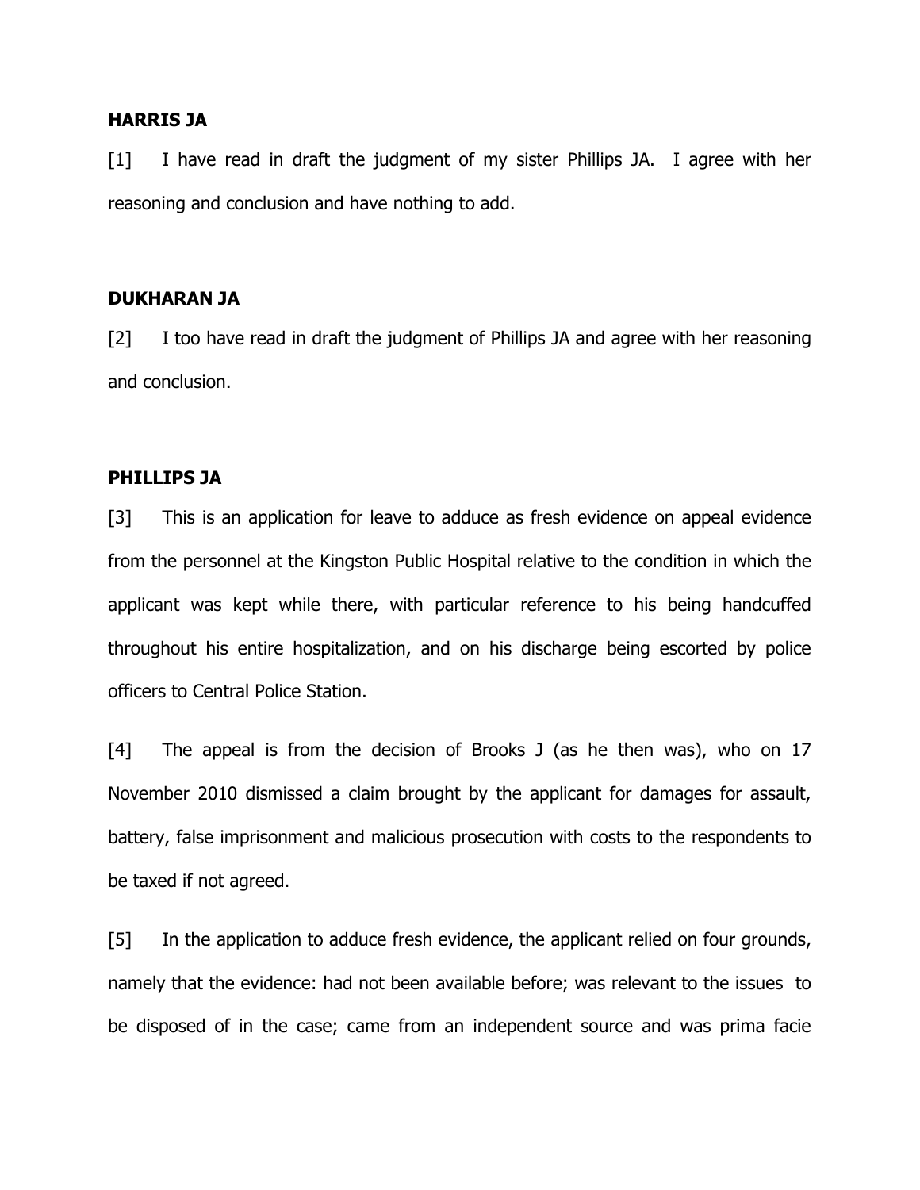**HARRIS JA**

[1] I have read in draft the judgment of my sister Phillips JA. I agree with her reasoning and conclusion and have nothing to add.

**DUKHARAN JA**

[2] I too have read in draft the judgment of Phillips JA and agree with her reasoning and conclusion.

**PHILLIPS JA**

[3] This is an application for leave to adduce as fresh evidence on appeal evidence from the personnel at the Kingston Public Hospital relative to the condition in which the applicant was kept while there, with particular reference to his being handcuffed throughout his entire hospitalization, and on his discharge being escorted by police officers to Central Police Station.

[4] The appeal is from the decision of Brooks J (as he then was), who on 17 November 2010 dismissed a claim brought by the applicant for damages for assault, battery, false imprisonment and malicious prosecution with costs to the respondents to be taxed if not agreed.

[5] In the application to adduce fresh evidence, the applicant relied on four grounds, namely that the evidence: had not been available before; was relevant to the issues to be disposed of in the case; came from an independent source and was prima facie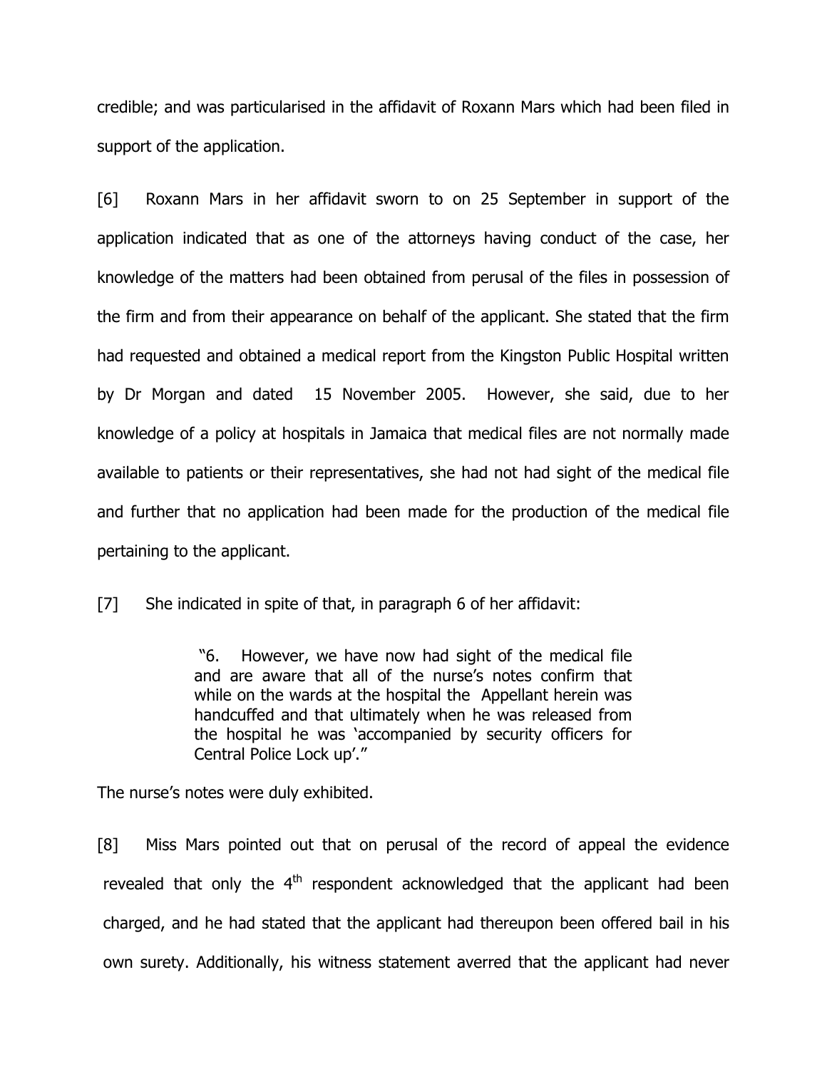credible; and was particularised in the affidavit of Roxann Mars which had been filed in support of the application.

[6] Roxann Mars in her affidavit sworn to on 25 September in support of the application indicated that as one of the attorneys having conduct of the case, her knowledge of the matters had been obtained from perusal of the files in possession of the firm and from their appearance on behalf of the applicant. She stated that the firm had requested and obtained a medical report from the Kingston Public Hospital written by Dr Morgan and dated 15 November 2005. However, she said, due to her knowledge of a policy at hospitals in Jamaica that medical files are not normally made available to patients or their representatives, she had not had sight of the medical file and further that no application had been made for the production of the medical file pertaining to the applicant.

[7] She indicated in spite of that, in paragraph 6 of her affidavit:

> "6. However, we have now had sight of the medical file and are aware that all of the nurse's notes confirm that while on the wards at the hospital the Appellant herein was handcuffed and that ultimately when he was released from the hospital he was 'accompanied by security officers for Central Police Lock up'."

The nurse's notes were duly exhibited.

[8] Miss Mars pointed out that on perusal of the record of appeal the evidence revealed that only the 4th respondent acknowledged that the applicant had been charged, and he had stated that the applicant had thereupon been offered bail in his own surety. Additionally, his witness statement averred that the applicant had never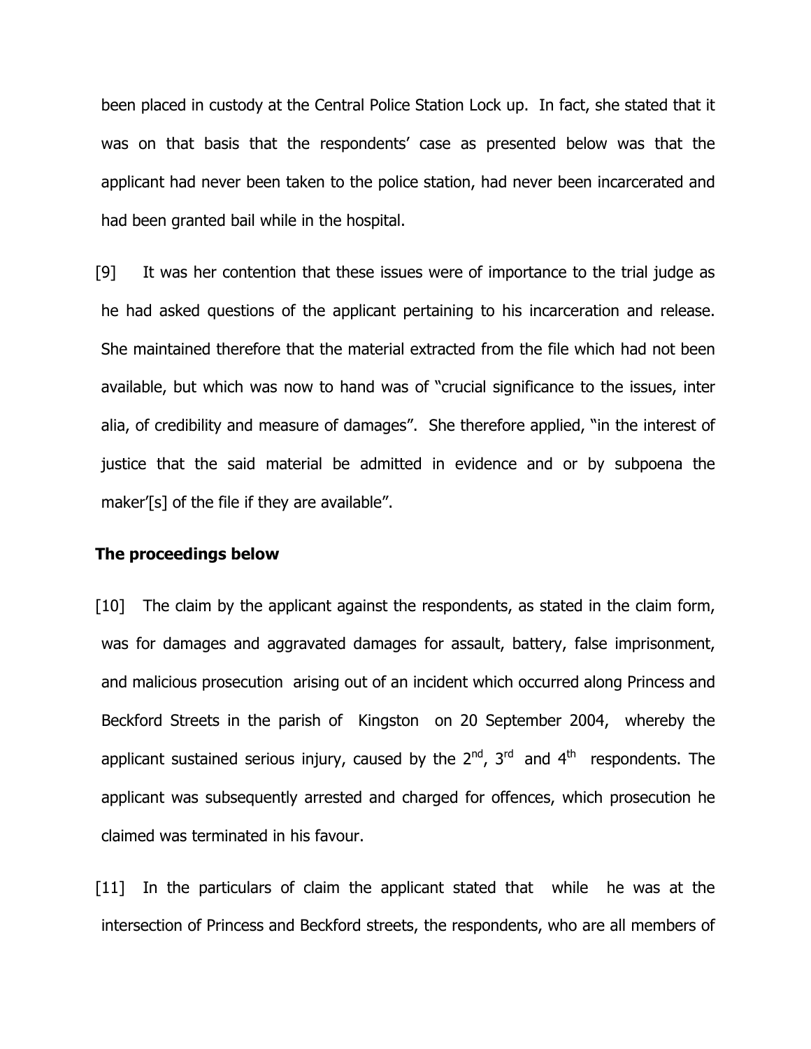been placed in custody at the Central Police Station Lock up. In fact, she stated that it was on that basis that the respondents' case as presented below was that the applicant had never been taken to the police station, had never been incarcerated and had been granted bail while in the hospital.

[9] It was her contention that these issues were of importance to the trial judge as he had asked questions of the applicant pertaining to his incarceration and release. She maintained therefore that the material extracted from the file which had not been available, but which was now to hand was of "crucial significance to the issues, inter alia, of credibility and measure of damages". She therefore applied, "in the interest of justice that the said material be admitted in evidence and or by subpoena the maker'[s] of the file if they are available".

**The proceedings below**

[10] The claim by the applicant against the respondents, as stated in the claim form, was for damages and aggravated damages for assault, battery, false imprisonment, and malicious prosecution arising out of an incident which occurred along Princess and Beckford Streets in the parish of Kingston on 20 September 2004, whereby the applicant sustained serious injury, caused by the 2nd, 3rd and 4th respondents. The applicant was subsequently arrested and charged for offences, which prosecution he claimed was terminated in his favour.

[11] In the particulars of claim the applicant stated that while he was at the intersection of Princess and Beckford streets, the respondents, who are all members of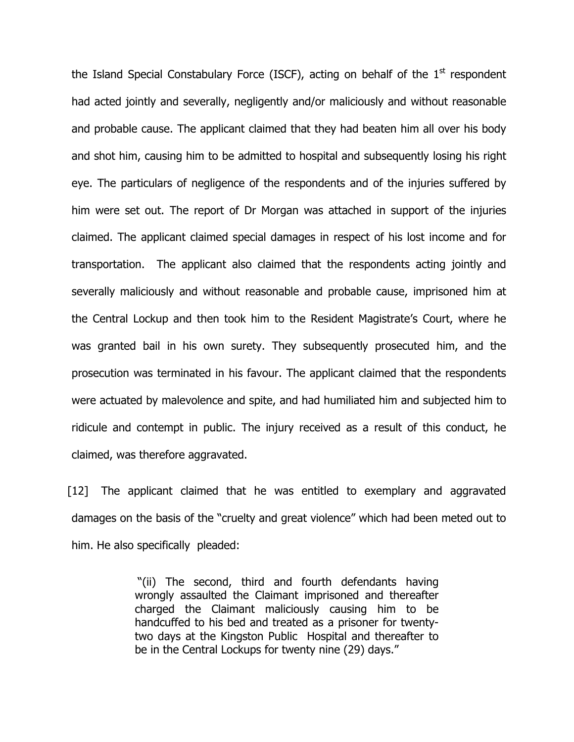the Island Special Constabulary Force (ISCF), acting on behalf of the 1st respondent had acted jointly and severally, negligently and/or maliciously and without reasonable and probable cause. The applicant claimed that they had beaten him all over his body and shot him, causing him to be admitted to hospital and subsequently losing his right eye. The particulars of negligence of the respondents and of the injuries suffered by him were set out. The report of Dr Morgan was attached in support of the injuries claimed. The applicant claimed special damages in respect of his lost income and for transportation. The applicant also claimed that the respondents acting jointly and severally maliciously and without reasonable and probable cause, imprisoned him at the Central Lockup and then took him to the Resident Magistrate's Court, where he was granted bail in his own surety. They subsequently prosecuted him, and the prosecution was terminated in his favour. The applicant claimed that the respondents were actuated by malevolence and spite, and had humiliated him and subjected him to ridicule and contempt in public. The injury received as a result of this conduct, he claimed, was therefore aggravated.

[12] The applicant claimed that he was entitled to exemplary and aggravated damages on the basis of the "cruelty and great violence" which had been meted out to him. He also specifically pleaded:

> "(ii) The second, third and fourth defendants having wrongly assaulted the Claimant imprisoned and thereafter charged the Claimant maliciously causing him to be handcuffed to his bed and treated as a prisoner for twenty-two days at the Kingston Public Hospital and thereafter to be in the Central Lockups for twenty nine (29) days."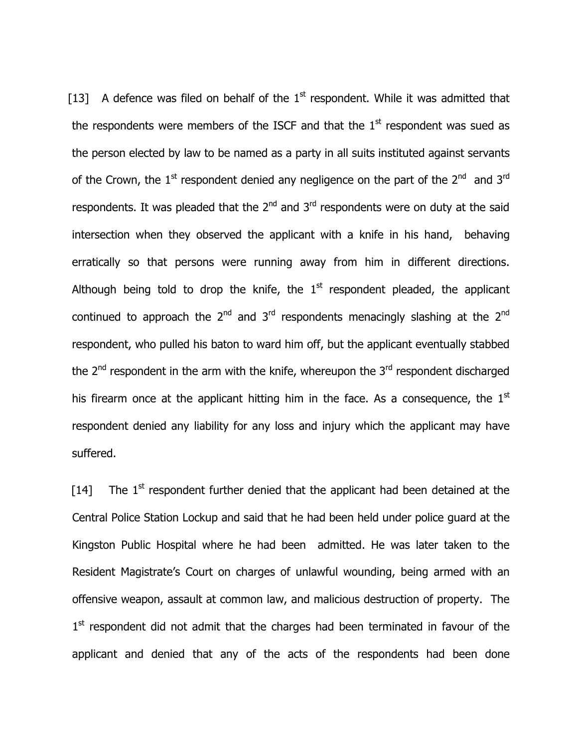[13] A defence was filed on behalf of the 1st respondent. While it was admitted that the respondents were members of the ISCF and that the 1st respondent was sued as the person elected by law to be named as a party in all suits instituted against servants of the Crown, the 1st respondent denied any negligence on the part of the 2nd and 3rd respondents. It was pleaded that the 2nd and 3rd respondents were on duty at the said intersection when they observed the applicant with a knife in his hand, behaving erratically so that persons were running away from him in different directions. Although being told to drop the knife, the 1st respondent pleaded, the applicant continued to approach the 2nd and 3rd respondents menacingly slashing at the 2nd respondent, who pulled his baton to ward him off, but the applicant eventually stabbed the 2nd respondent in the arm with the knife, whereupon the 3rd respondent discharged his firearm once at the applicant hitting him in the face. As a consequence, the 1st respondent denied any liability for any loss and injury which the applicant may have suffered.

[14] The 1st respondent further denied that the applicant had been detained at the Central Police Station Lockup and said that he had been held under police guard at the Kingston Public Hospital where he had been admitted. He was later taken to the Resident Magistrate's Court on charges of unlawful wounding, being armed with an offensive weapon, assault at common law, and malicious destruction of property. The 1st respondent did not admit that the charges had been terminated in favour of the applicant and denied that any of the acts of the respondents had been done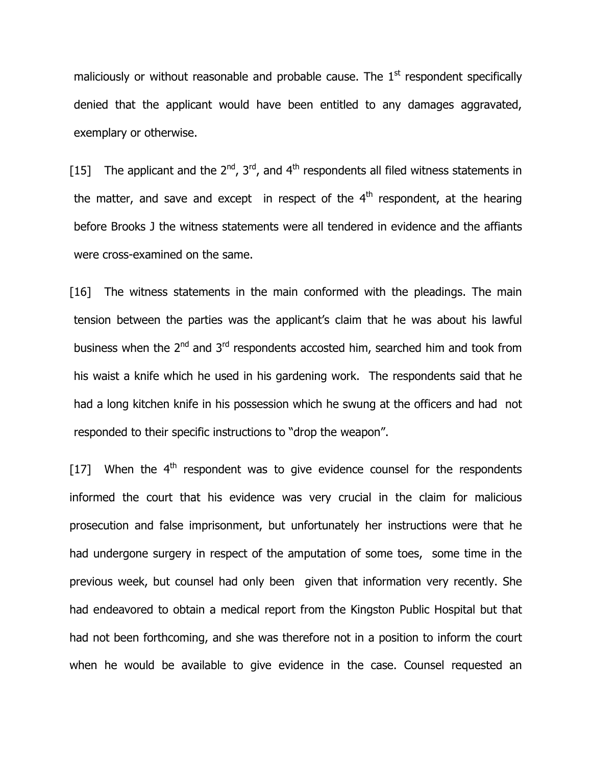maliciously or without reasonable and probable cause. The 1st respondent specifically denied that the applicant would have been entitled to any damages aggravated, exemplary or otherwise.

[15] The applicant and the 2nd, 3rd, and 4th respondents all filed witness statements in the matter, and save and except in respect of the 4th respondent, at the hearing before Brooks J the witness statements were all tendered in evidence and the affiants were cross-examined on the same.

[16] The witness statements in the main conformed with the pleadings. The main tension between the parties was the applicant's claim that he was about his lawful business when the 2nd and 3rd respondents accosted him, searched him and took from his waist a knife which he used in his gardening work. The respondents said that he had a long kitchen knife in his possession which he swung at the officers and had not responded to their specific instructions to "drop the weapon".

[17] When the 4th respondent was to give evidence counsel for the respondents informed the court that his evidence was very crucial in the claim for malicious prosecution and false imprisonment, but unfortunately her instructions were that he had undergone surgery in respect of the amputation of some toes, some time in the previous week, but counsel had only been given that information very recently. She had endeavored to obtain a medical report from the Kingston Public Hospital but that had not been forthcoming, and she was therefore not in a position to inform the court when he would be available to give evidence in the case. Counsel requested an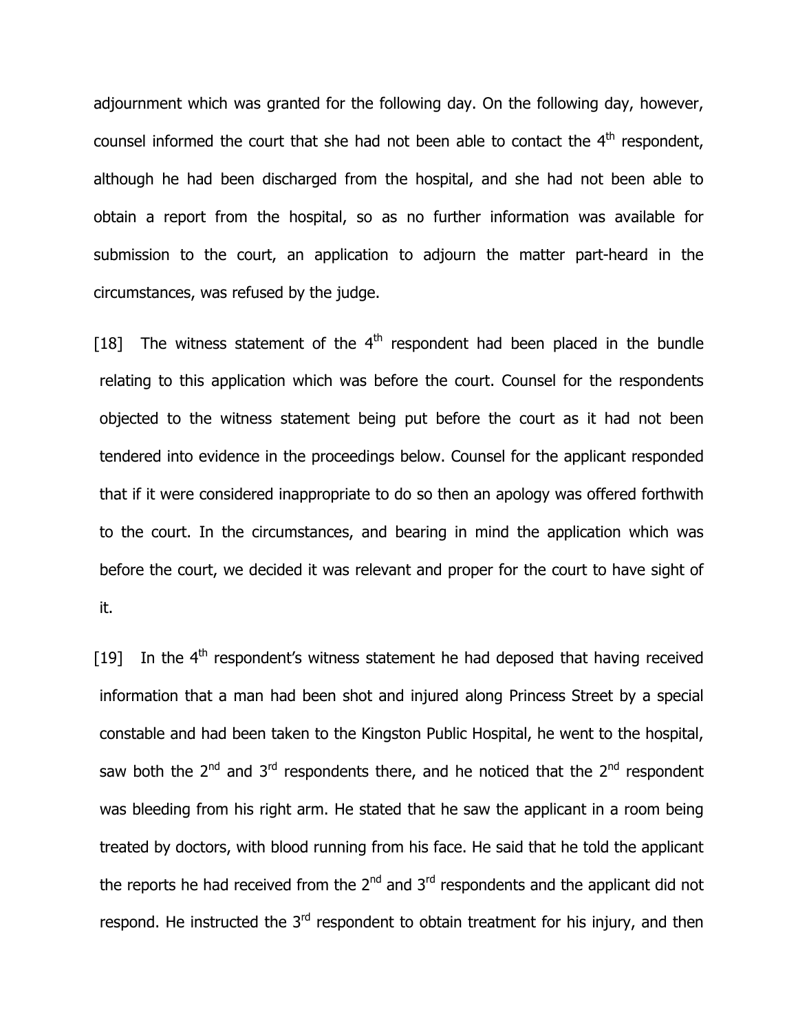adjournment which was granted for the following day. On the following day, however, counsel informed the court that she had not been able to contact the 4th respondent, although he had been discharged from the hospital, and she had not been able to obtain a report from the hospital, so as no further information was available for submission to the court, an application to adjourn the matter part-heard in the circumstances, was refused by the judge.

[18] The witness statement of the 4th respondent had been placed in the bundle relating to this application which was before the court. Counsel for the respondents objected to the witness statement being put before the court as it had not been tendered into evidence in the proceedings below. Counsel for the applicant responded that if it were considered inappropriate to do so then an apology was offered forthwith to the court. In the circumstances, and bearing in mind the application which was before the court, we decided it was relevant and proper for the court to have sight of it.

[19] In the 4th respondent's witness statement he had deposed that having received information that a man had been shot and injured along Princess Street by a special constable and had been taken to the Kingston Public Hospital, he went to the hospital, saw both the 2nd and 3rd respondents there, and he noticed that the 2nd respondent was bleeding from his right arm. He stated that he saw the applicant in a room being treated by doctors, with blood running from his face. He said that he told the applicant the reports he had received from the 2nd and 3rd respondents and the applicant did not respond. He instructed the 3rd respondent to obtain treatment for his injury, and then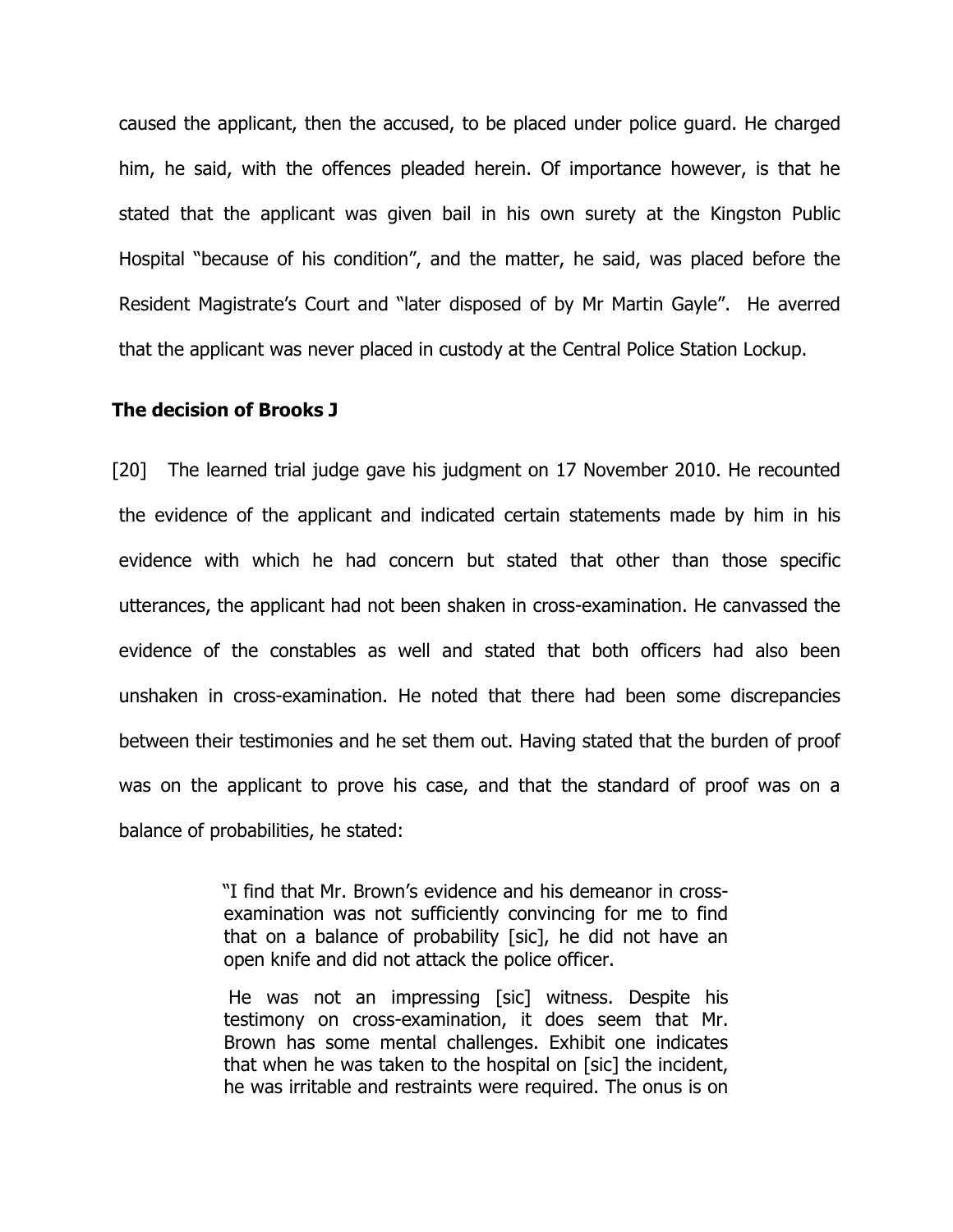caused the applicant, then the accused, to be placed under police guard. He charged him, he said, with the offences pleaded herein. Of importance however, is that he stated that the applicant was given bail in his own surety at the Kingston Public Hospital "because of his condition", and the matter, he said, was placed before the Resident Magistrate's Court and "later disposed of by Mr Martin Gayle". He averred that the applicant was never placed in custody at the Central Police Station Lockup.

**The decision of Brooks J**

[20] The learned trial judge gave his judgment on 17 November 2010. He recounted the evidence of the applicant and indicated certain statements made by him in his evidence with which he had concern but stated that other than those specific utterances, the applicant had not been shaken in cross-examination. He canvassed the evidence of the constables as well and stated that both officers had also been unshaken in cross-examination. He noted that there had been some discrepancies between their testimonies and he set them out. Having stated that the burden of proof was on the applicant to prove his case, and that the standard of proof was on a balance of probabilities, he stated:

> "I find that Mr. Brown's evidence and his demeanor in cross-examination was not sufficiently convincing for me to find that on a balance of probability [sic], he did not have an open knife and did not attack the police officer.
>
> He was not an impressing [sic] witness. Despite his testimony on cross-examination, it does seem that Mr. Brown has some mental challenges. Exhibit one indicates that when he was taken to the hospital on [sic] the incident, he was irritable and restraints were required. The onus is on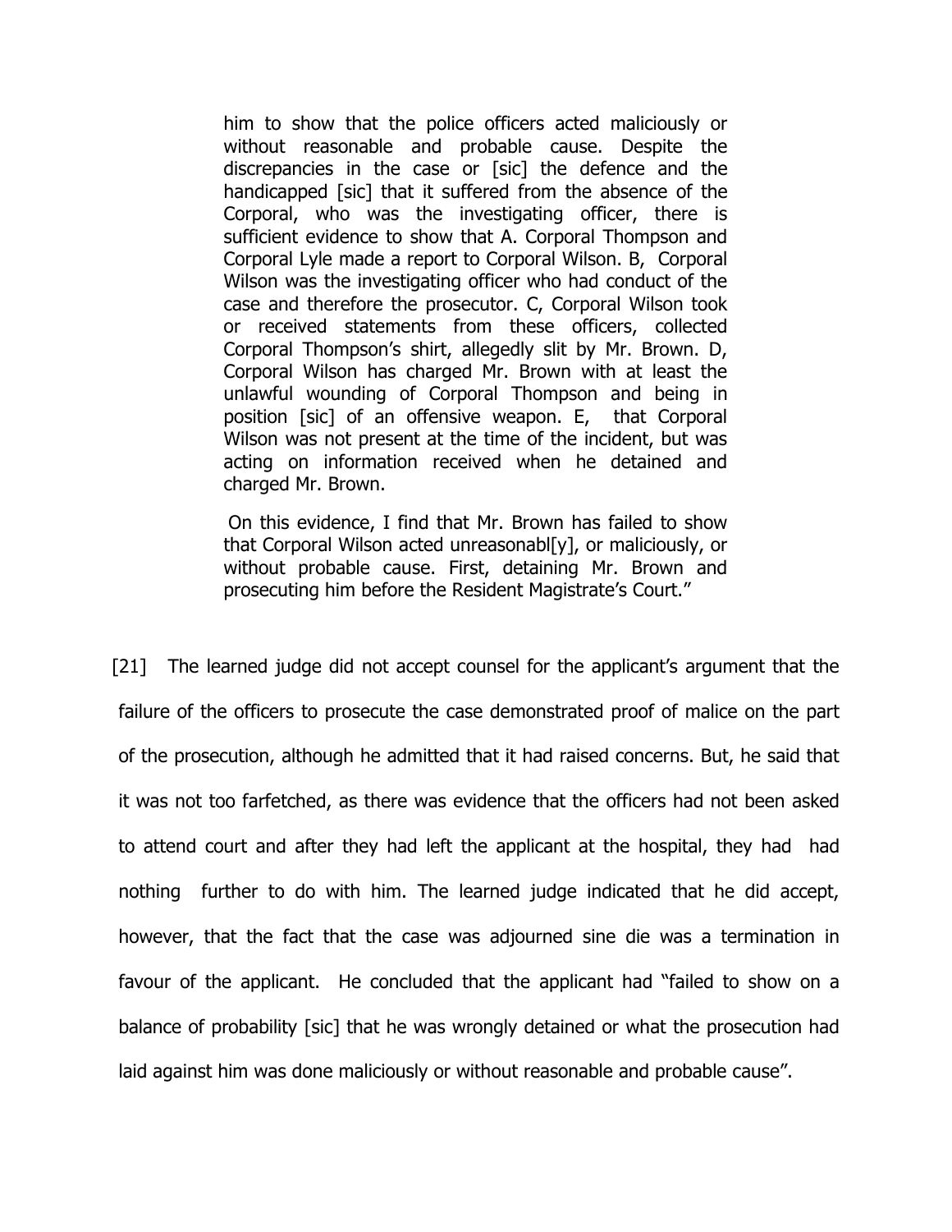> him to show that the police officers acted maliciously or without reasonable and probable cause. Despite the discrepancies in the case or [sic] the defence and the handicapped [sic] that it suffered from the absence of the Corporal, who was the investigating officer, there is sufficient evidence to show that A. Corporal Thompson and Corporal Lyle made a report to Corporal Wilson. B, Corporal Wilson was the investigating officer who had conduct of the case and therefore the prosecutor. C, Corporal Wilson took or received statements from these officers, collected Corporal Thompson's shirt, allegedly slit by Mr. Brown. D, Corporal Wilson has charged Mr. Brown with at least the unlawful wounding of Corporal Thompson and being in position [sic] of an offensive weapon. E, that Corporal Wilson was not present at the time of the incident, but was acting on information received when he detained and charged Mr. Brown.
>
> On this evidence, I find that Mr. Brown has failed to show that Corporal Wilson acted unreasonabl[y], or maliciously, or without probable cause. First, detaining Mr. Brown and prosecuting him before the Resident Magistrate's Court."

[21] The learned judge did not accept counsel for the applicant's argument that the failure of the officers to prosecute the case demonstrated proof of malice on the part of the prosecution, although he admitted that it had raised concerns. But, he said that it was not too farfetched, as there was evidence that the officers had not been asked to attend court and after they had left the applicant at the hospital, they had had nothing further to do with him. The learned judge indicated that he did accept, however, that the fact that the case was adjourned sine die was a termination in favour of the applicant. He concluded that the applicant had "failed to show on a balance of probability [sic] that he was wrongly detained or what the prosecution had laid against him was done maliciously or without reasonable and probable cause".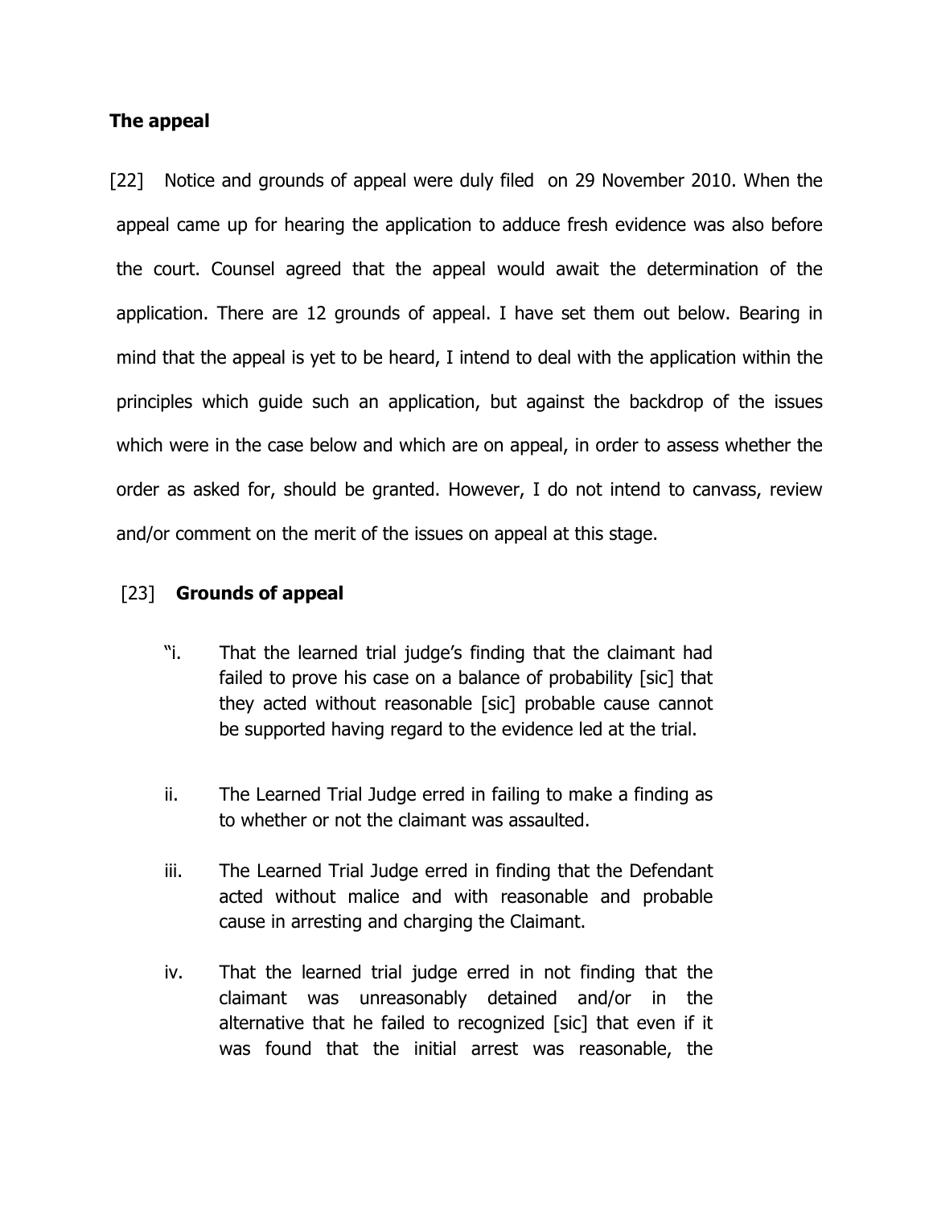## The appeal

[22] Notice and grounds of appeal were duly filed on 29 November 2010. When the appeal came up for hearing the application to adduce fresh evidence was also before the court. Counsel agreed that the appeal would await the determination of the application. There are 12 grounds of appeal. I have set them out below. Bearing in mind that the appeal is yet to be heard, I intend to deal with the application within the principles which guide such an application, but against the backdrop of the issues which were in the case below and which are on appeal, in order to assess whether the order as asked for, should be granted. However, I do not intend to canvass, review and/or comment on the merit of the issues on appeal at this stage.

[23] **Grounds of appeal**

> "i. That the learned trial judge's finding that the claimant had failed to prove his case on a balance of probability [sic] that they acted without reasonable [sic] probable cause cannot be supported having regard to the evidence led at the trial.
>
> ii. The Learned Trial Judge erred in failing to make a finding as to whether or not the claimant was assaulted.
>
> iii. The Learned Trial Judge erred in finding that the Defendant acted without malice and with reasonable and probable cause in arresting and charging the Claimant.
>
> iv. That the learned trial judge erred in not finding that the claimant was unreasonably detained and/or in the alternative that he failed to recognized [sic] that even if it was found that the initial arrest was reasonable, the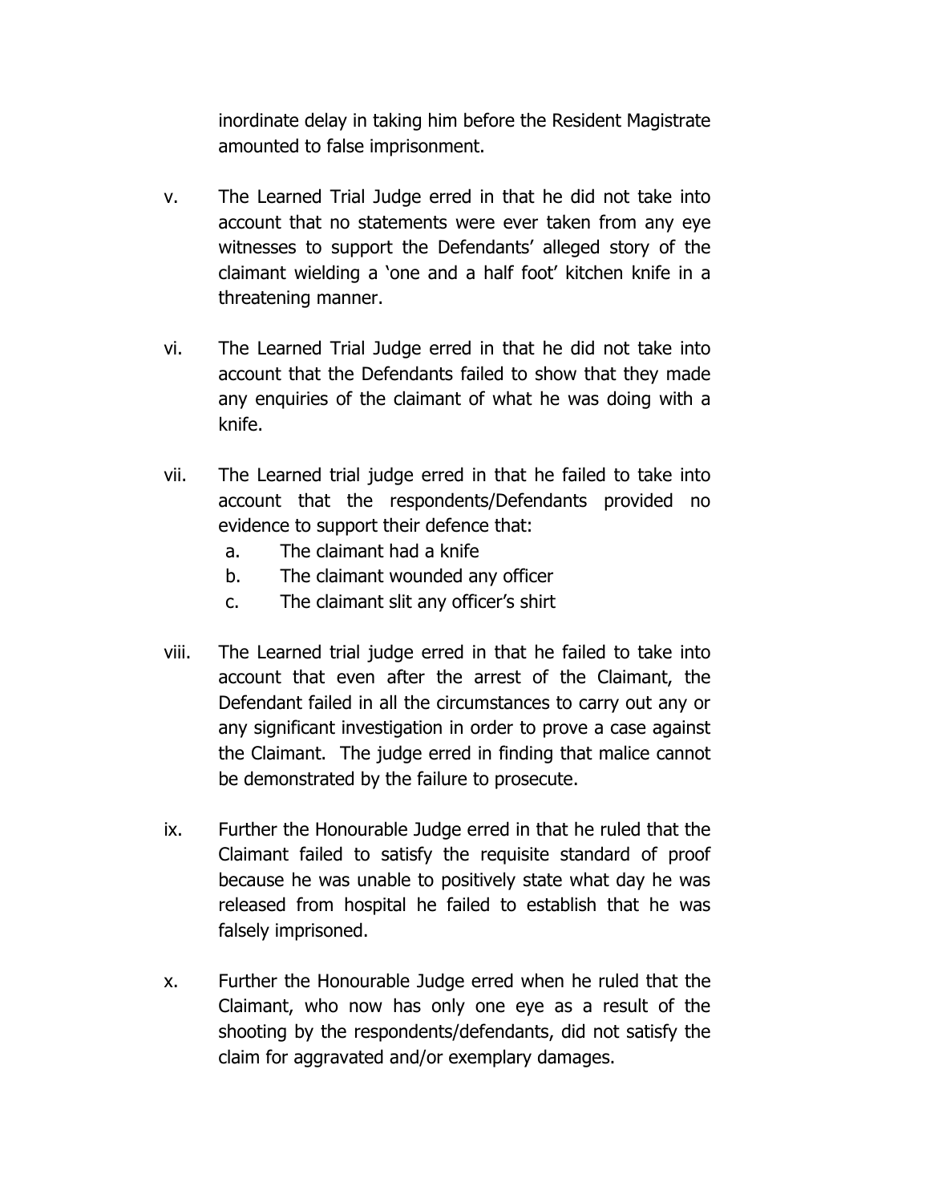inordinate delay in taking him before the Resident Magistrate amounted to false imprisonment.

v. The Learned Trial Judge erred in that he did not take into account that no statements were ever taken from any eye witnesses to support the Defendants' alleged story of the claimant wielding a 'one and a half foot' kitchen knife in a threatening manner.

vi. The Learned Trial Judge erred in that he did not take into account that the Defendants failed to show that they made any enquiries of the claimant of what he was doing with a knife.

vii. The Learned trial judge erred in that he failed to take into account that the respondents/Defendants provided no evidence to support their defence that:
   a. The claimant had a knife
   b. The claimant wounded any officer
   c. The claimant slit any officer's shirt

viii. The Learned trial judge erred in that he failed to take into account that even after the arrest of the Claimant, the Defendant failed in all the circumstances to carry out any or any significant investigation in order to prove a case against the Claimant. The judge erred in finding that malice cannot be demonstrated by the failure to prosecute.

ix. Further the Honourable Judge erred in that he ruled that the Claimant failed to satisfy the requisite standard of proof because he was unable to positively state what day he was released from hospital he failed to establish that he was falsely imprisoned.

x. Further the Honourable Judge erred when he ruled that the Claimant, who now has only one eye as a result of the shooting by the respondents/defendants, did not satisfy the claim for aggravated and/or exemplary damages.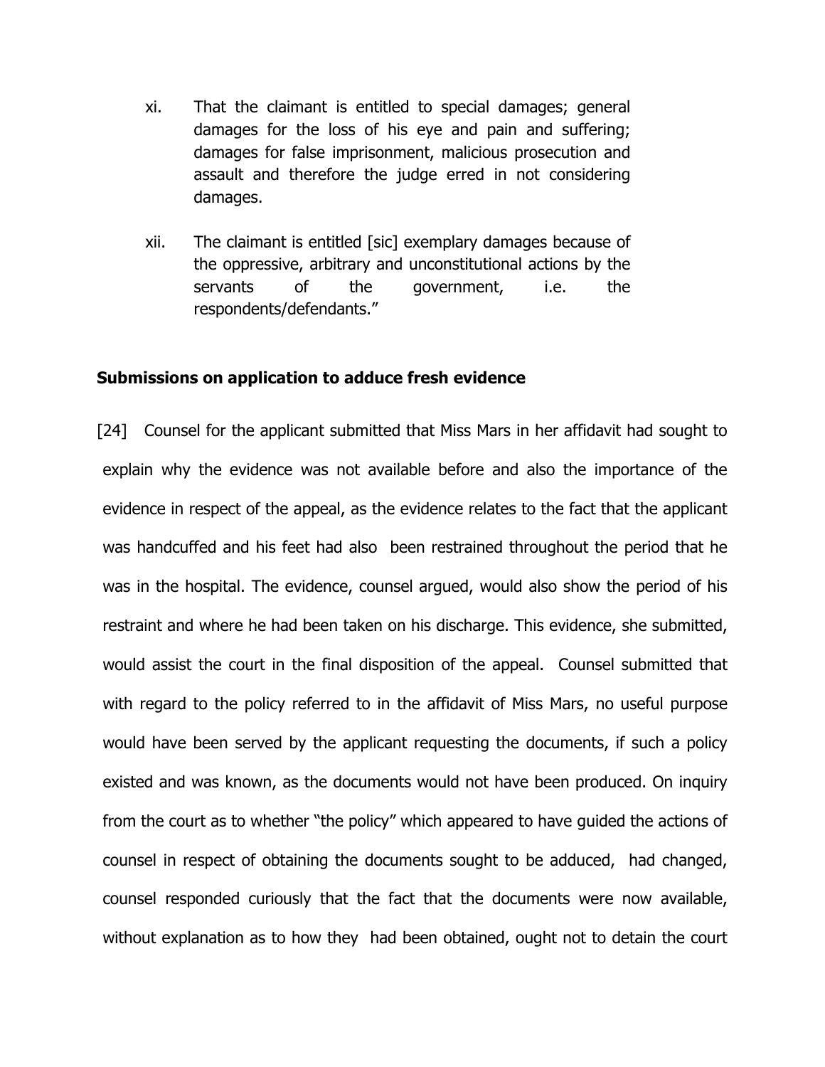xi. That the claimant is entitled to special damages; general damages for the loss of his eye and pain and suffering; damages for false imprisonment, malicious prosecution and assault and therefore the judge erred in not considering damages.

xii. The claimant is entitled [sic] exemplary damages because of the oppressive, arbitrary and unconstitutional actions by the servants of the government, i.e. the respondents/defendants."

**Submissions on application to adduce fresh evidence**

[24] Counsel for the applicant submitted that Miss Mars in her affidavit had sought to explain why the evidence was not available before and also the importance of the evidence in respect of the appeal, as the evidence relates to the fact that the applicant was handcuffed and his feet had also been restrained throughout the period that he was in the hospital. The evidence, counsel argued, would also show the period of his restraint and where he had been taken on his discharge. This evidence, she submitted, would assist the court in the final disposition of the appeal. Counsel submitted that with regard to the policy referred to in the affidavit of Miss Mars, no useful purpose would have been served by the applicant requesting the documents, if such a policy existed and was known, as the documents would not have been produced. On inquiry from the court as to whether "the policy" which appeared to have guided the actions of counsel in respect of obtaining the documents sought to be adduced, had changed, counsel responded curiously that the fact that the documents were now available, without explanation as to how they had been obtained, ought not to detain the court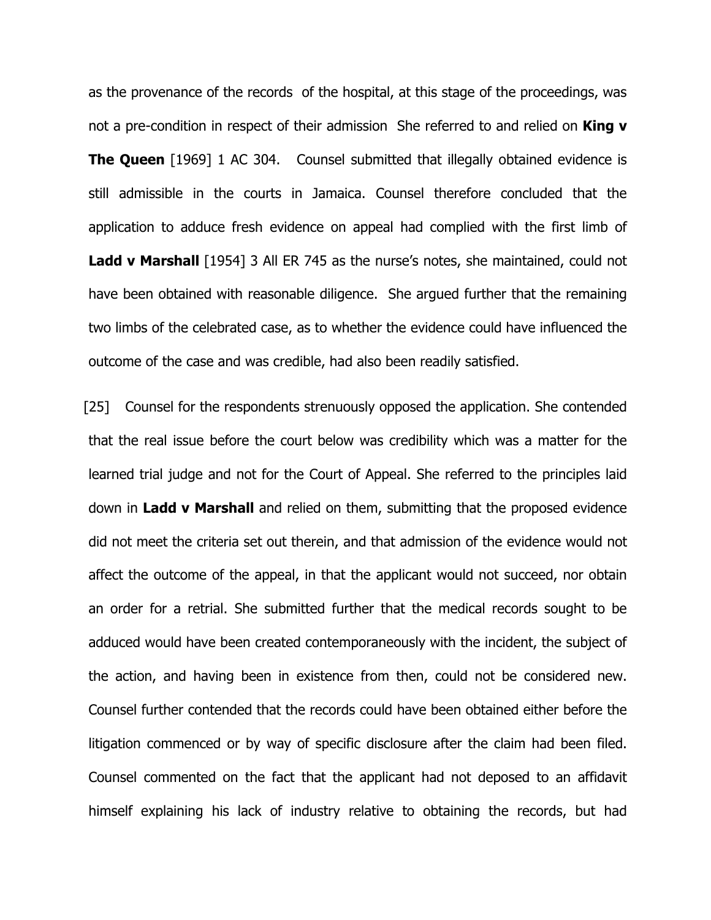as the provenance of the records of the hospital, at this stage of the proceedings, was not a pre-condition in respect of their admission She referred to and relied on **King v The Queen** [1969] 1 AC 304. Counsel submitted that illegally obtained evidence is still admissible in the courts in Jamaica. Counsel therefore concluded that the application to adduce fresh evidence on appeal had complied with the first limb of **Ladd v Marshall** [1954] 3 All ER 745 as the nurse's notes, she maintained, could not have been obtained with reasonable diligence. She argued further that the remaining two limbs of the celebrated case, as to whether the evidence could have influenced the outcome of the case and was credible, had also been readily satisfied.

[25] Counsel for the respondents strenuously opposed the application. She contended that the real issue before the court below was credibility which was a matter for the learned trial judge and not for the Court of Appeal. She referred to the principles laid down in **Ladd v Marshall** and relied on them, submitting that the proposed evidence did not meet the criteria set out therein, and that admission of the evidence would not affect the outcome of the appeal, in that the applicant would not succeed, nor obtain an order for a retrial. She submitted further that the medical records sought to be adduced would have been created contemporaneously with the incident, the subject of the action, and having been in existence from then, could not be considered new. Counsel further contended that the records could have been obtained either before the litigation commenced or by way of specific disclosure after the claim had been filed. Counsel commented on the fact that the applicant had not deposed to an affidavit himself explaining his lack of industry relative to obtaining the records, but had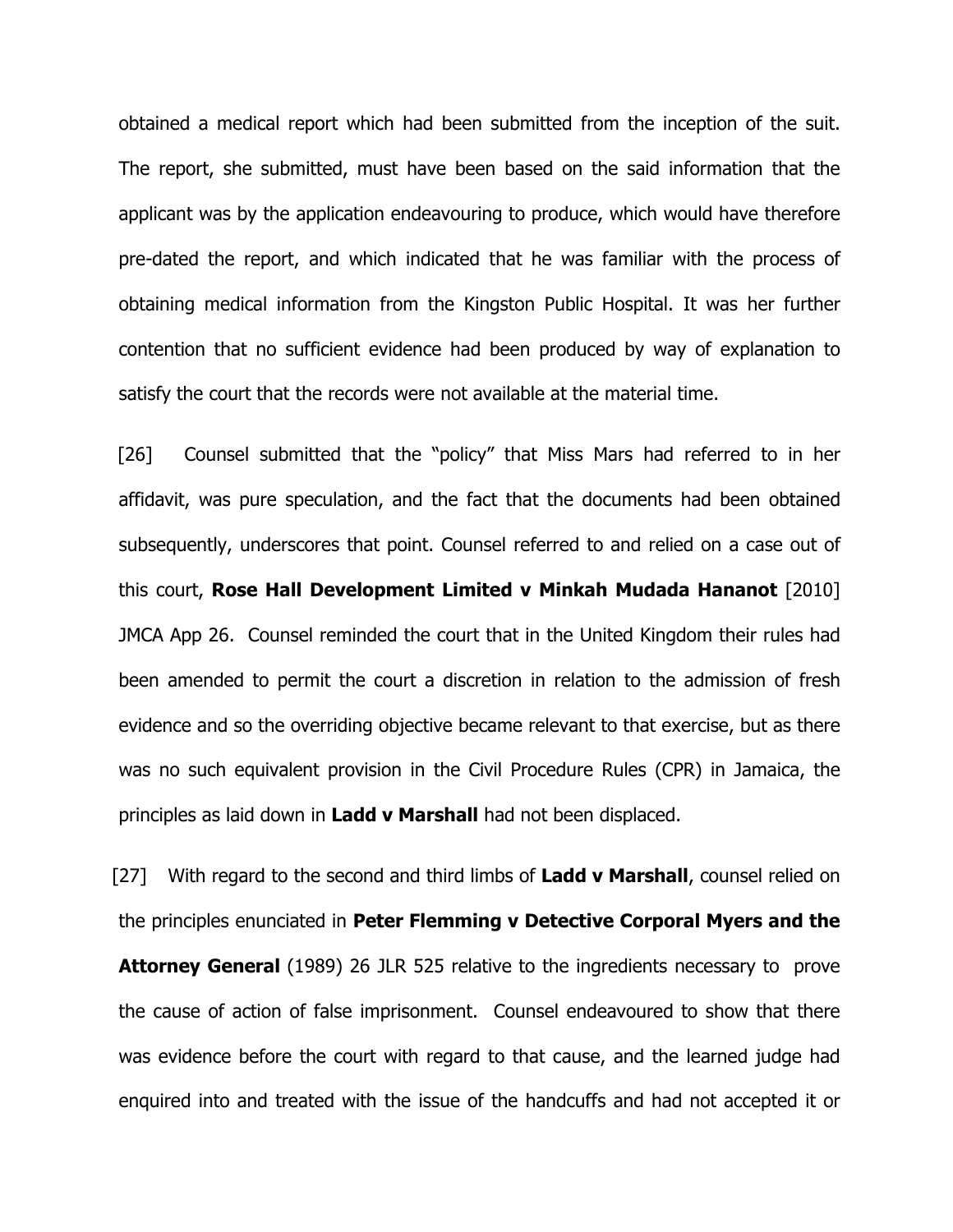obtained a medical report which had been submitted from the inception of the suit. The report, she submitted, must have been based on the said information that the applicant was by the application endeavouring to produce, which would have therefore pre-dated the report, and which indicated that he was familiar with the process of obtaining medical information from the Kingston Public Hospital. It was her further contention that no sufficient evidence had been produced by way of explanation to satisfy the court that the records were not available at the material time.

[26] Counsel submitted that the "policy" that Miss Mars had referred to in her affidavit, was pure speculation, and the fact that the documents had been obtained subsequently, underscores that point. Counsel referred to and relied on a case out of this court, **Rose Hall Development Limited v Minkah Mudada Hananot** [2010] JMCA App 26. Counsel reminded the court that in the United Kingdom their rules had been amended to permit the court a discretion in relation to the admission of fresh evidence and so the overriding objective became relevant to that exercise, but as there was no such equivalent provision in the Civil Procedure Rules (CPR) in Jamaica, the principles as laid down in **Ladd v Marshall** had not been displaced.

[27] With regard to the second and third limbs of **Ladd v Marshall**, counsel relied on the principles enunciated in **Peter Flemming v Detective Corporal Myers and the Attorney General** (1989) 26 JLR 525 relative to the ingredients necessary to prove the cause of action of false imprisonment. Counsel endeavoured to show that there was evidence before the court with regard to that cause, and the learned judge had enquired into and treated with the issue of the handcuffs and had not accepted it or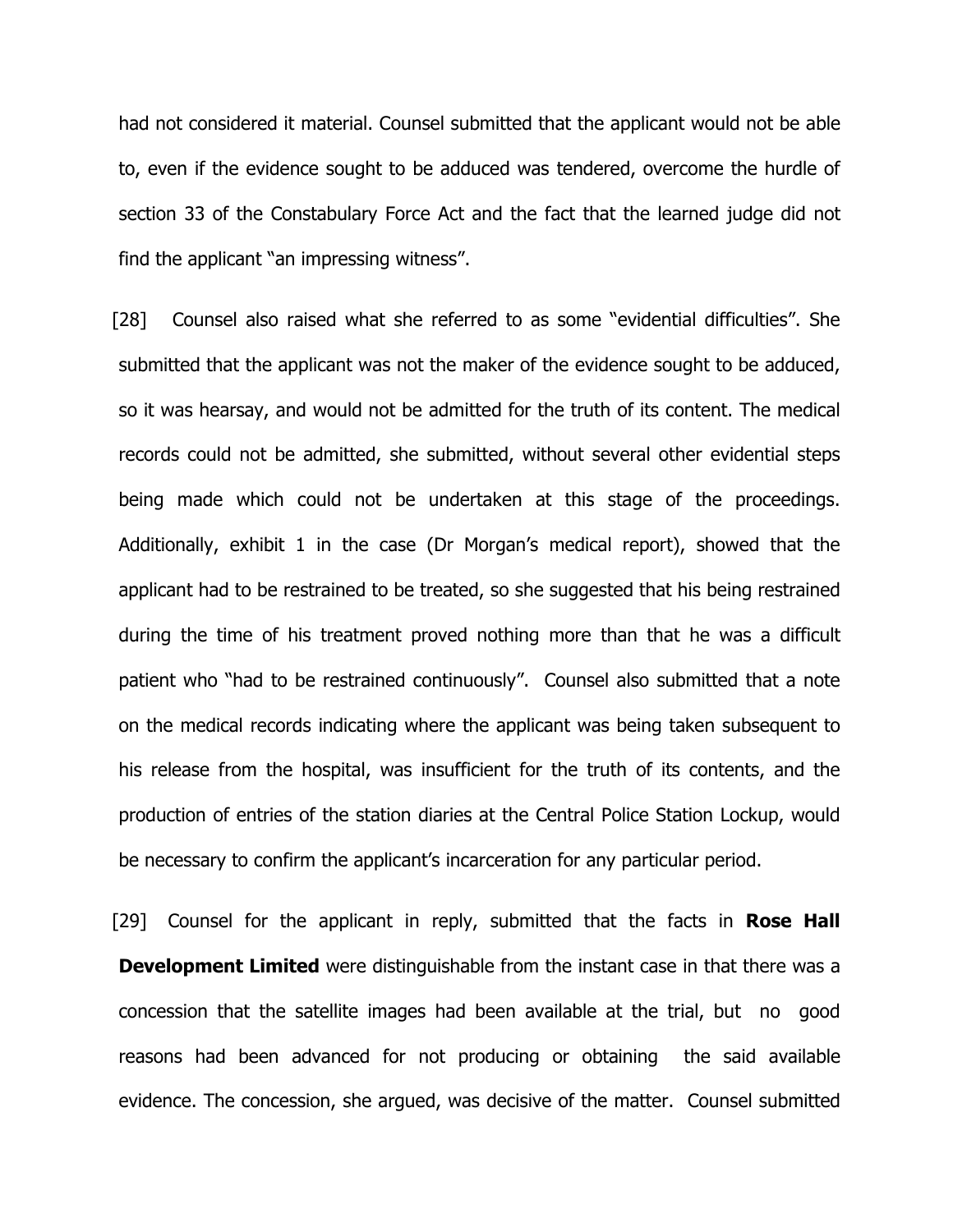had not considered it material. Counsel submitted that the applicant would not be able to, even if the evidence sought to be adduced was tendered, overcome the hurdle of section 33 of the Constabulary Force Act and the fact that the learned judge did not find the applicant "an impressing witness".

[28] Counsel also raised what she referred to as some "evidential difficulties". She submitted that the applicant was not the maker of the evidence sought to be adduced, so it was hearsay, and would not be admitted for the truth of its content. The medical records could not be admitted, she submitted, without several other evidential steps being made which could not be undertaken at this stage of the proceedings. Additionally, exhibit 1 in the case (Dr Morgan's medical report), showed that the applicant had to be restrained to be treated, so she suggested that his being restrained during the time of his treatment proved nothing more than that he was a difficult patient who "had to be restrained continuously". Counsel also submitted that a note on the medical records indicating where the applicant was being taken subsequent to his release from the hospital, was insufficient for the truth of its contents, and the production of entries of the station diaries at the Central Police Station Lockup, would be necessary to confirm the applicant's incarceration for any particular period.

[29] Counsel for the applicant in reply, submitted that the facts in **Rose Hall Development Limited** were distinguishable from the instant case in that there was a concession that the satellite images had been available at the trial, but no good reasons had been advanced for not producing or obtaining the said available evidence. The concession, she argued, was decisive of the matter. Counsel submitted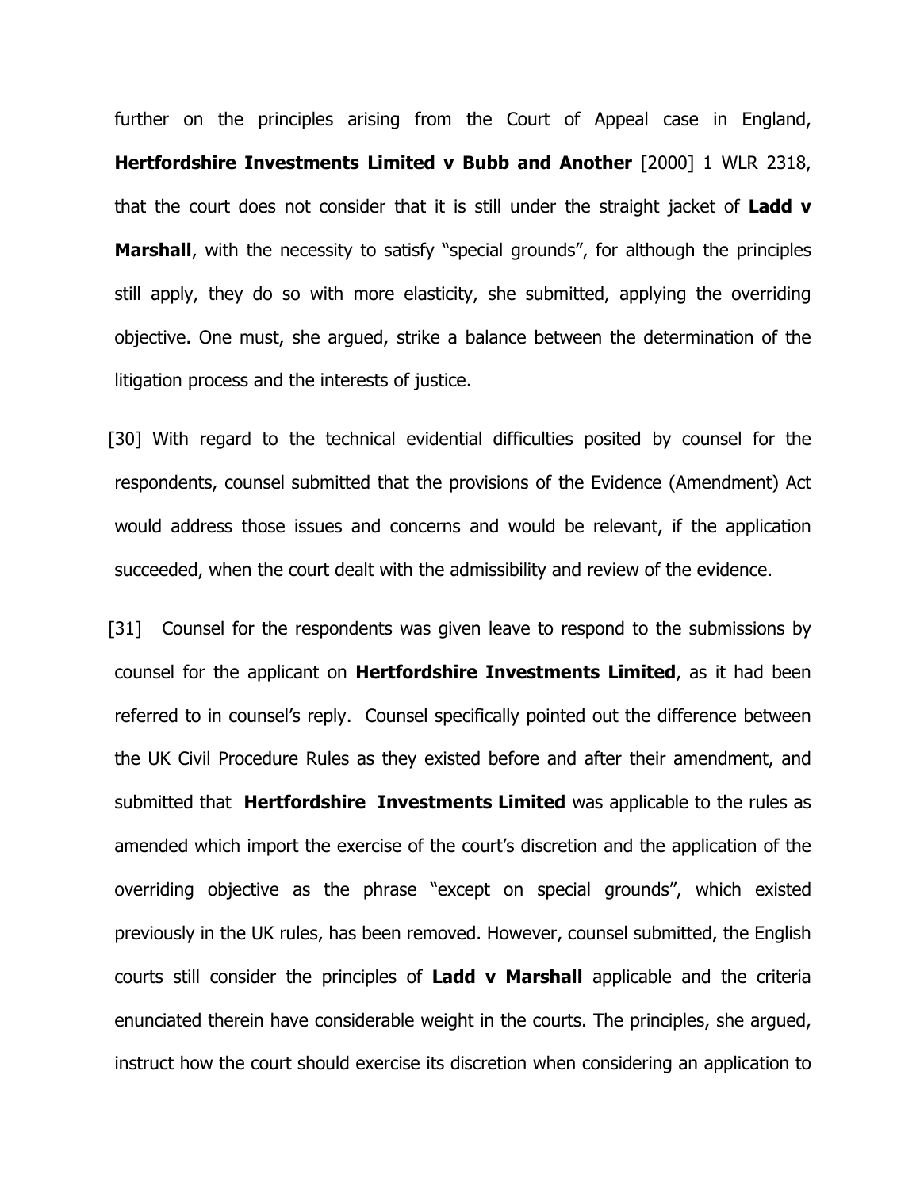further on the principles arising from the Court of Appeal case in England, **Hertfordshire Investments Limited v Bubb and Another** [2000] 1 WLR 2318, that the court does not consider that it is still under the straight jacket of **Ladd v Marshall**, with the necessity to satisfy "special grounds", for although the principles still apply, they do so with more elasticity, she submitted, applying the overriding objective. One must, she argued, strike a balance between the determination of the litigation process and the interests of justice.

[30] With regard to the technical evidential difficulties posited by counsel for the respondents, counsel submitted that the provisions of the Evidence (Amendment) Act would address those issues and concerns and would be relevant, if the application succeeded, when the court dealt with the admissibility and review of the evidence.

[31] Counsel for the respondents was given leave to respond to the submissions by counsel for the applicant on **Hertfordshire Investments Limited**, as it had been referred to in counsel's reply. Counsel specifically pointed out the difference between the UK Civil Procedure Rules as they existed before and after their amendment, and submitted that **Hertfordshire Investments Limited** was applicable to the rules as amended which import the exercise of the court's discretion and the application of the overriding objective as the phrase "except on special grounds", which existed previously in the UK rules, has been removed. However, counsel submitted, the English courts still consider the principles of **Ladd v Marshall** applicable and the criteria enunciated therein have considerable weight in the courts. The principles, she argued, instruct how the court should exercise its discretion when considering an application to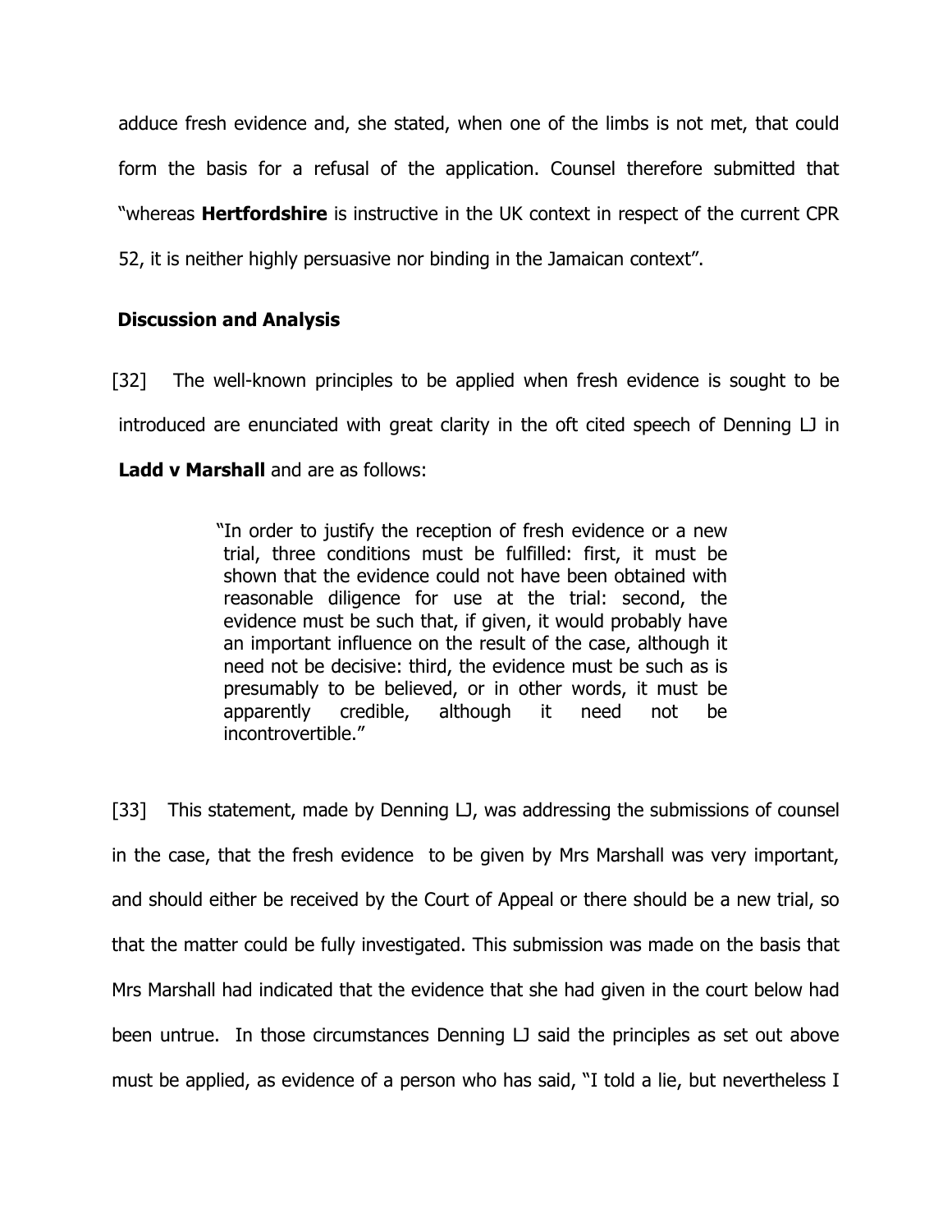adduce fresh evidence and, she stated, when one of the limbs is not met, that could form the basis for a refusal of the application. Counsel therefore submitted that "whereas **Hertfordshire** is instructive in the UK context in respect of the current CPR 52, it is neither highly persuasive nor binding in the Jamaican context".

## Discussion and Analysis

[32] The well-known principles to be applied when fresh evidence is sought to be introduced are enunciated with great clarity in the oft cited speech of Denning LJ in **Ladd v Marshall** and are as follows:

> "In order to justify the reception of fresh evidence or a new trial, three conditions must be fulfilled: first, it must be shown that the evidence could not have been obtained with reasonable diligence for use at the trial: second, the evidence must be such that, if given, it would probably have an important influence on the result of the case, although it need not be decisive: third, the evidence must be such as is presumably to be believed, or in other words, it must be apparently credible, although it need not be incontrovertible."

[33] This statement, made by Denning LJ, was addressing the submissions of counsel in the case, that the fresh evidence to be given by Mrs Marshall was very important, and should either be received by the Court of Appeal or there should be a new trial, so that the matter could be fully investigated. This submission was made on the basis that Mrs Marshall had indicated that the evidence that she had given in the court below had been untrue. In those circumstances Denning LJ said the principles as set out above must be applied, as evidence of a person who has said, "I told a lie, but nevertheless I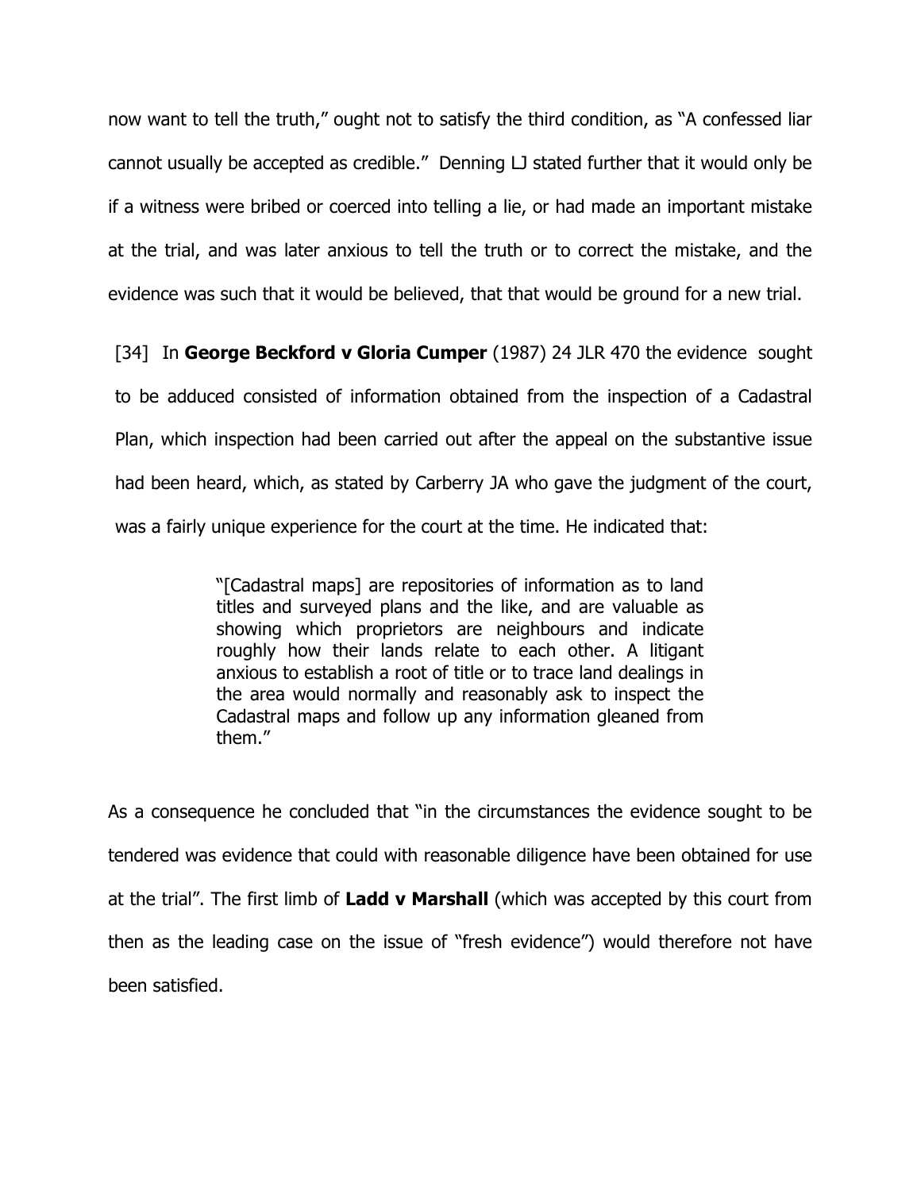now want to tell the truth," ought not to satisfy the third condition, as "A confessed liar cannot usually be accepted as credible." Denning LJ stated further that it would only be if a witness were bribed or coerced into telling a lie, or had made an important mistake at the trial, and was later anxious to tell the truth or to correct the mistake, and the evidence was such that it would be believed, that that would be ground for a new trial.

[34] In **George Beckford v Gloria Cumper** (1987) 24 JLR 470 the evidence sought to be adduced consisted of information obtained from the inspection of a Cadastral Plan, which inspection had been carried out after the appeal on the substantive issue had been heard, which, as stated by Carberry JA who gave the judgment of the court, was a fairly unique experience for the court at the time. He indicated that:

> "[Cadastral maps] are repositories of information as to land titles and surveyed plans and the like, and are valuable as showing which proprietors are neighbours and indicate roughly how their lands relate to each other. A litigant anxious to establish a root of title or to trace land dealings in the area would normally and reasonably ask to inspect the Cadastral maps and follow up any information gleaned from them."

As a consequence he concluded that "in the circumstances the evidence sought to be tendered was evidence that could with reasonable diligence have been obtained for use at the trial". The first limb of **Ladd v Marshall** (which was accepted by this court from then as the leading case on the issue of "fresh evidence") would therefore not have been satisfied.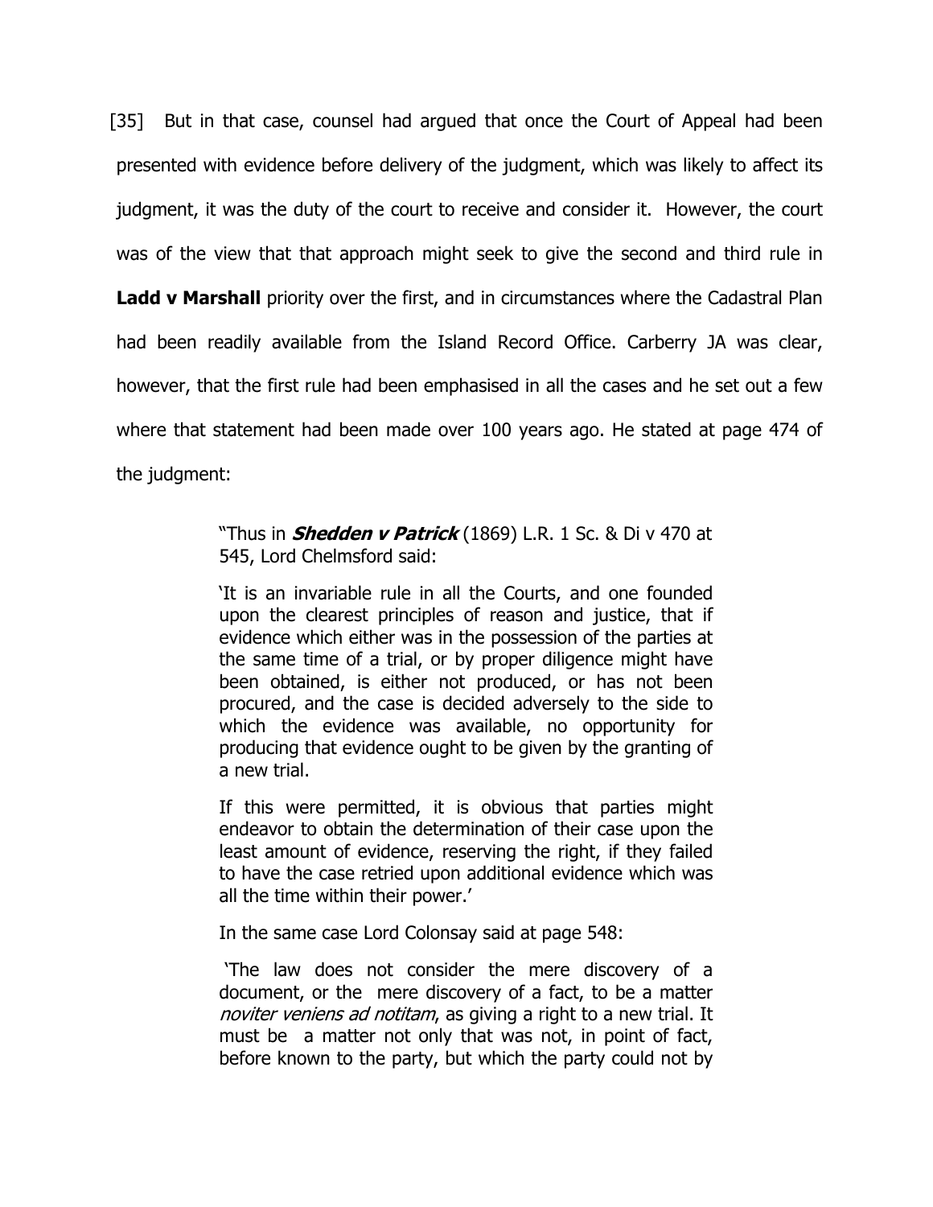[35] But in that case, counsel had argued that once the Court of Appeal had been presented with evidence before delivery of the judgment, which was likely to affect its judgment, it was the duty of the court to receive and consider it. However, the court was of the view that that approach might seek to give the second and third rule in **Ladd v Marshall** priority over the first, and in circumstances where the Cadastral Plan had been readily available from the Island Record Office. Carberry JA was clear, however, that the first rule had been emphasised in all the cases and he set out a few where that statement had been made over 100 years ago. He stated at page 474 of the judgment:

> "Thus in ***Shedden v Patrick*** (1869) L.R. 1 Sc. & Di v 470 at 545, Lord Chelmsford said:
>
> 'It is an invariable rule in all the Courts, and one founded upon the clearest principles of reason and justice, that if evidence which either was in the possession of the parties at the same time of a trial, or by proper diligence might have been obtained, is either not produced, or has not been procured, and the case is decided adversely to the side to which the evidence was available, no opportunity for producing that evidence ought to be given by the granting of a new trial.
>
> If this were permitted, it is obvious that parties might endeavor to obtain the determination of their case upon the least amount of evidence, reserving the right, if they failed to have the case retried upon additional evidence which was all the time within their power.'
>
> In the same case Lord Colonsay said at page 548:
>
> 'The law does not consider the mere discovery of a document, or the mere discovery of a fact, to be a matter *noviter veniens ad notitam*, as giving a right to a new trial. It must be a matter not only that was not, in point of fact, before known to the party, but which the party could not by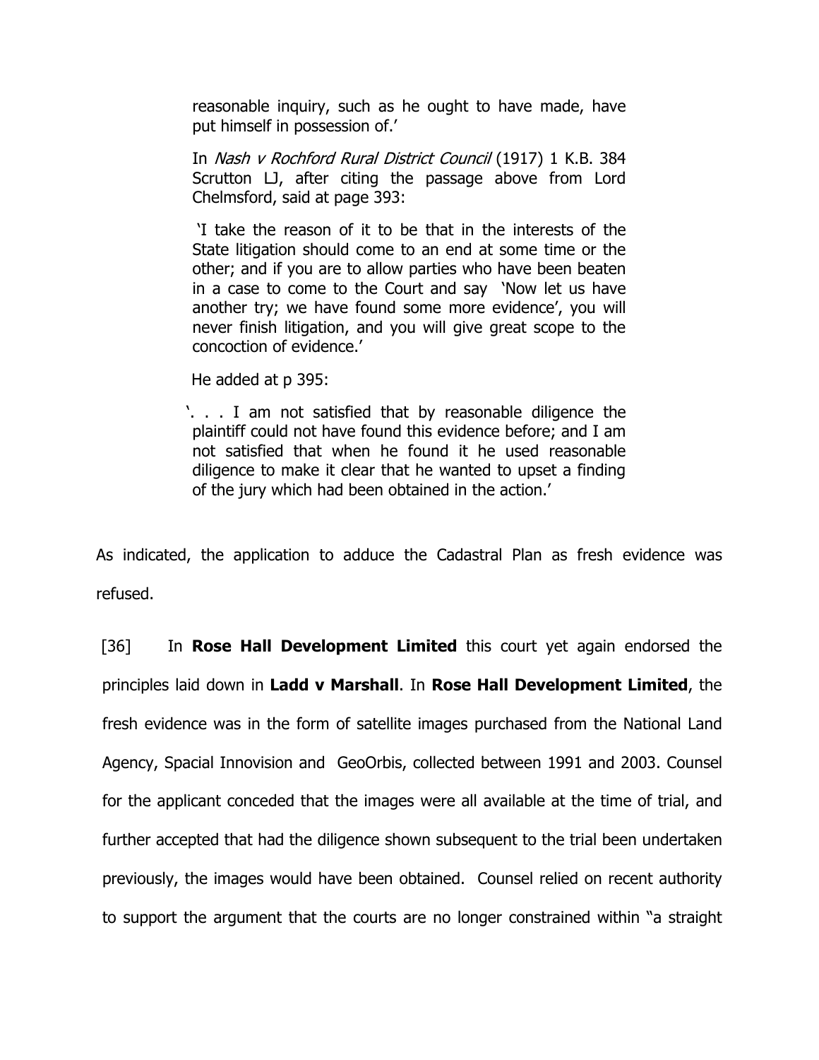> reasonable inquiry, such as he ought to have made, have put himself in possession of.'
>
> In *Nash v Rochford Rural District Council* (1917) 1 K.B. 384 Scrutton LJ, after citing the passage above from Lord Chelmsford, said at page 393:
>
> 'I take the reason of it to be that in the interests of the State litigation should come to an end at some time or the other; and if you are to allow parties who have been beaten in a case to come to the Court and say 'Now let us have another try; we have found some more evidence', you will never finish litigation, and you will give great scope to the concoction of evidence.'
>
> He added at p 395:
>
> '. . . I am not satisfied that by reasonable diligence the plaintiff could not have found this evidence before; and I am not satisfied that when he found it he used reasonable diligence to make it clear that he wanted to upset a finding of the jury which had been obtained in the action.'

As indicated, the application to adduce the Cadastral Plan as fresh evidence was refused.

[36] In **Rose Hall Development Limited** this court yet again endorsed the principles laid down in **Ladd v Marshall**. In **Rose Hall Development Limited**, the fresh evidence was in the form of satellite images purchased from the National Land Agency, Spacial Innovision and GeoOrbis, collected between 1991 and 2003. Counsel for the applicant conceded that the images were all available at the time of trial, and further accepted that had the diligence shown subsequent to the trial been undertaken previously, the images would have been obtained. Counsel relied on recent authority to support the argument that the courts are no longer constrained within "a straight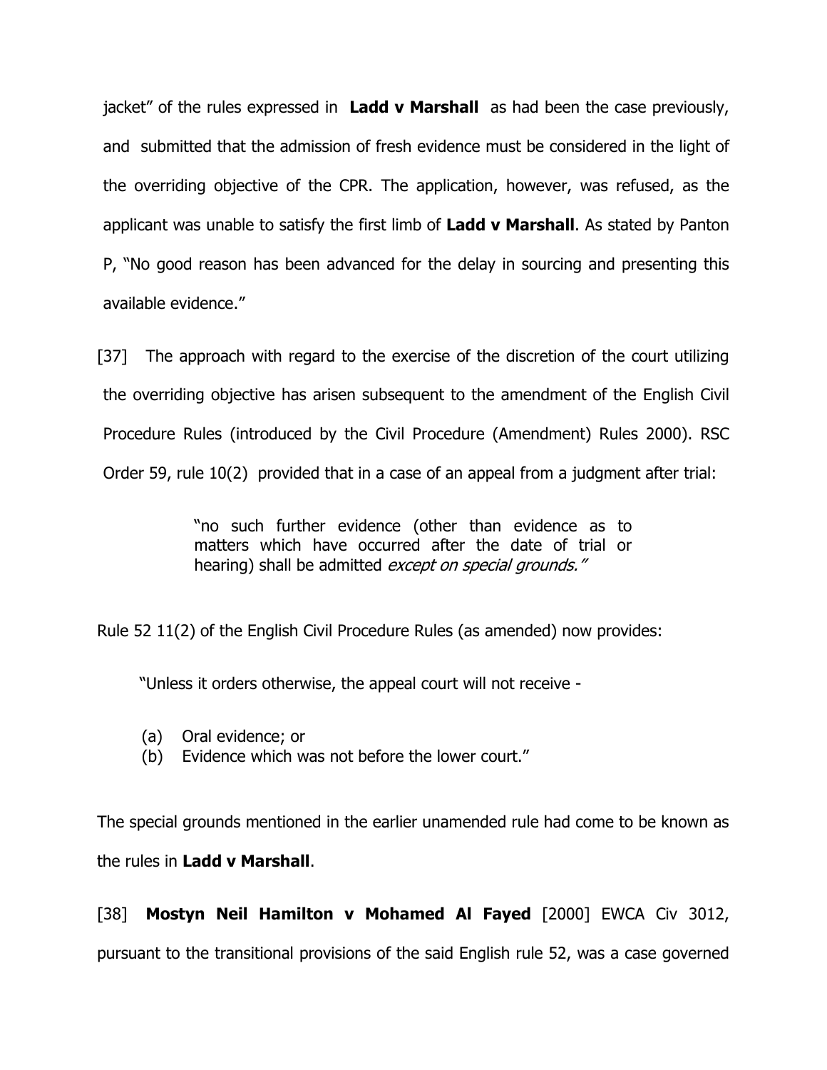jacket" of the rules expressed in **Ladd v Marshall** as had been the case previously, and submitted that the admission of fresh evidence must be considered in the light of the overriding objective of the CPR. The application, however, was refused, as the applicant was unable to satisfy the first limb of **Ladd v Marshall**. As stated by Panton P, "No good reason has been advanced for the delay in sourcing and presenting this available evidence."

[37] The approach with regard to the exercise of the discretion of the court utilizing the overriding objective has arisen subsequent to the amendment of the English Civil Procedure Rules (introduced by the Civil Procedure (Amendment) Rules 2000). RSC Order 59, rule 10(2) provided that in a case of an appeal from a judgment after trial:

> "no such further evidence (other than evidence as to matters which have occurred after the date of trial or hearing) shall be admitted *except on special grounds."*

Rule 52 11(2) of the English Civil Procedure Rules (as amended) now provides:

> "Unless it orders otherwise, the appeal court will not receive -
>
> (a) Oral evidence; or
> (b) Evidence which was not before the lower court."

The special grounds mentioned in the earlier unamended rule had come to be known as the rules in **Ladd v Marshall**.

[38] **Mostyn Neil Hamilton v Mohamed Al Fayed** [2000] EWCA Civ 3012, pursuant to the transitional provisions of the said English rule 52, was a case governed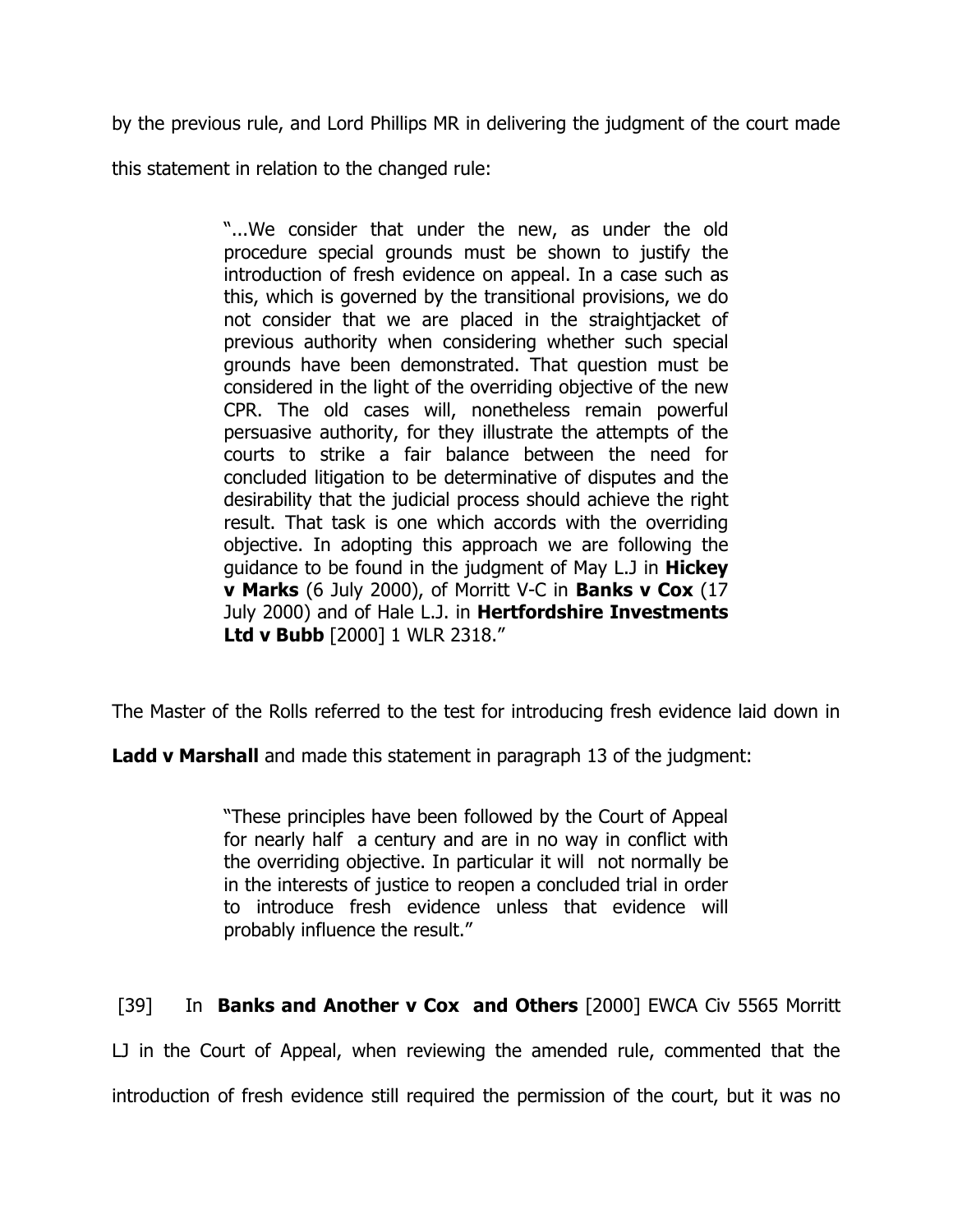by the previous rule, and Lord Phillips MR in delivering the judgment of the court made this statement in relation to the changed rule:

> "...We consider that under the new, as under the old procedure special grounds must be shown to justify the introduction of fresh evidence on appeal. In a case such as this, which is governed by the transitional provisions, we do not consider that we are placed in the straightjacket of previous authority when considering whether such special grounds have been demonstrated. That question must be considered in the light of the overriding objective of the new CPR. The old cases will, nonetheless remain powerful persuasive authority, for they illustrate the attempts of the courts to strike a fair balance between the need for concluded litigation to be determinative of disputes and the desirability that the judicial process should achieve the right result. That task is one which accords with the overriding objective. In adopting this approach we are following the guidance to be found in the judgment of May L.J in **Hickey v Marks** (6 July 2000), of Morritt V-C in **Banks v Cox** (17 July 2000) and of Hale L.J. in **Hertfordshire Investments Ltd v Bubb** [2000] 1 WLR 2318."

The Master of the Rolls referred to the test for introducing fresh evidence laid down in **Ladd v Marshall** and made this statement in paragraph 13 of the judgment:

> "These principles have been followed by the Court of Appeal for nearly half a century and are in no way in conflict with the overriding objective. In particular it will not normally be in the interests of justice to reopen a concluded trial in order to introduce fresh evidence unless that evidence will probably influence the result."

[39] In **Banks and Another v Cox and Others** [2000] EWCA Civ 5565 Morritt LJ in the Court of Appeal, when reviewing the amended rule, commented that the introduction of fresh evidence still required the permission of the court, but it was no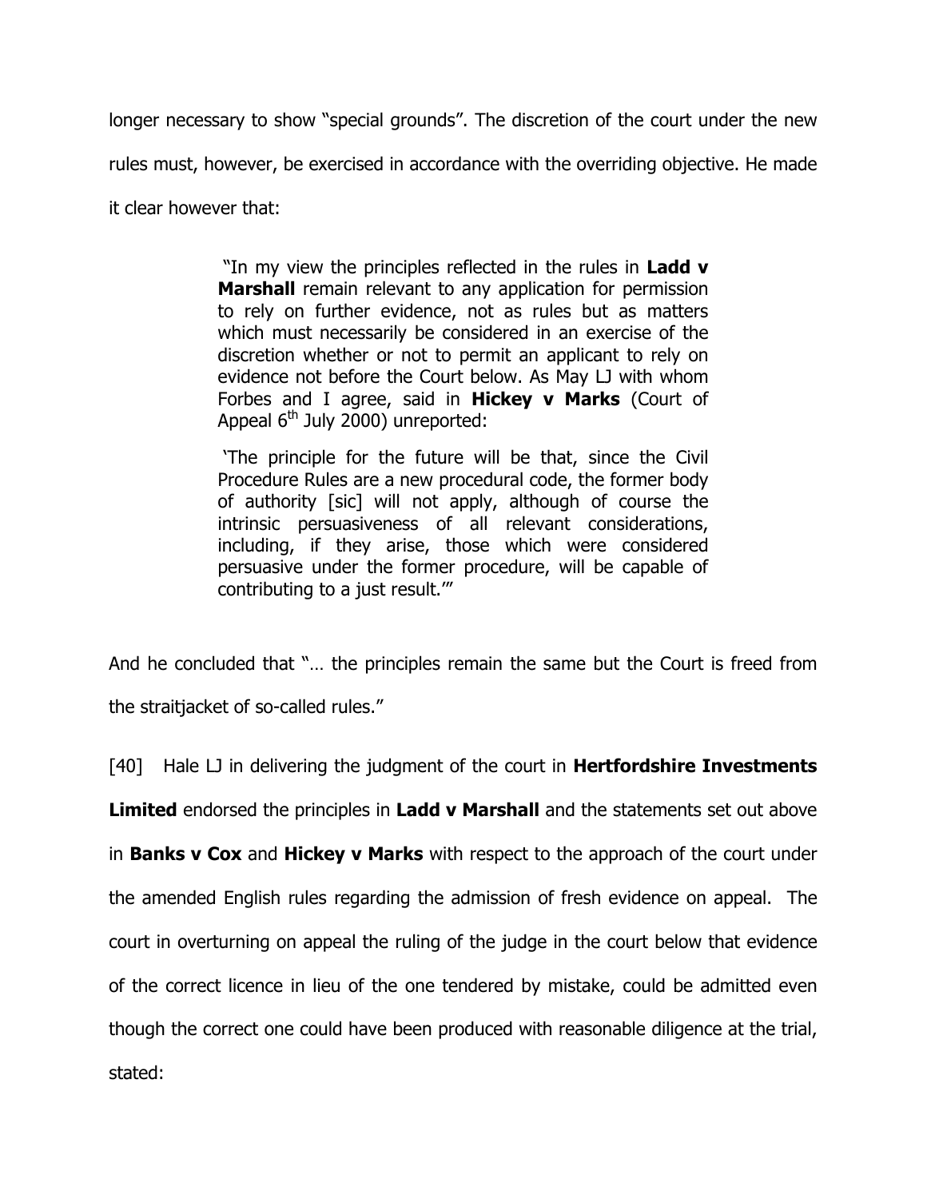longer necessary to show "special grounds". The discretion of the court under the new rules must, however, be exercised in accordance with the overriding objective. He made it clear however that:

> "In my view the principles reflected in the rules in **Ladd v Marshall** remain relevant to any application for permission to rely on further evidence, not as rules but as matters which must necessarily be considered in an exercise of the discretion whether or not to permit an applicant to rely on evidence not before the Court below. As May LJ with whom Forbes and I agree, said in **Hickey v Marks** (Court of Appeal 6th July 2000) unreported:
>
> 'The principle for the future will be that, since the Civil Procedure Rules are a new procedural code, the former body of authority [sic] will not apply, although of course the intrinsic persuasiveness of all relevant considerations, including, if they arise, those which were considered persuasive under the former procedure, will be capable of contributing to a just result.'"

And he concluded that "… the principles remain the same but the Court is freed from the straitjacket of so-called rules."

[40] Hale LJ in delivering the judgment of the court in **Hertfordshire Investments Limited** endorsed the principles in **Ladd v Marshall** and the statements set out above in **Banks v Cox** and **Hickey v Marks** with respect to the approach of the court under the amended English rules regarding the admission of fresh evidence on appeal. The court in overturning on appeal the ruling of the judge in the court below that evidence of the correct licence in lieu of the one tendered by mistake, could be admitted even though the correct one could have been produced with reasonable diligence at the trial, stated: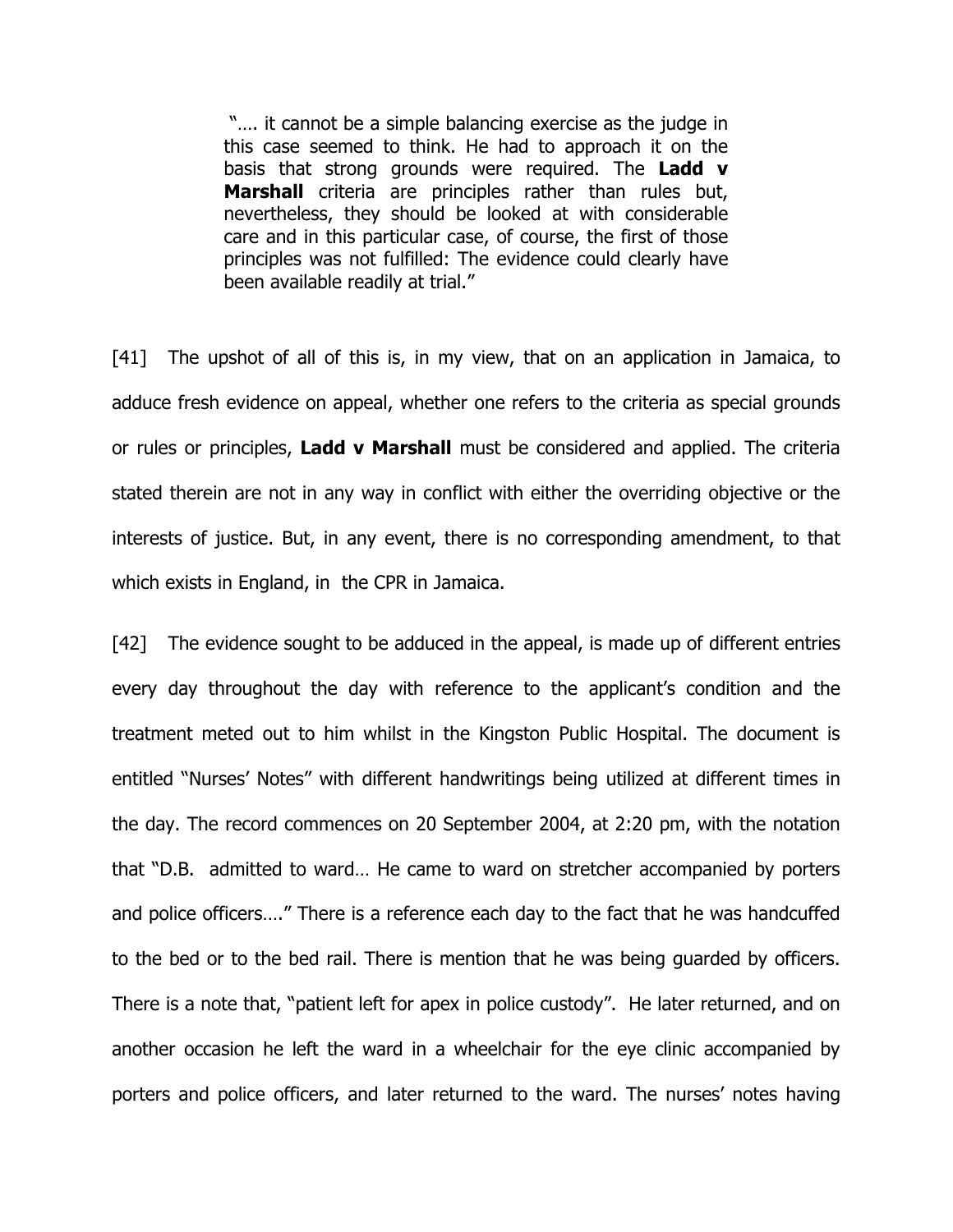> "…. it cannot be a simple balancing exercise as the judge in this case seemed to think. He had to approach it on the basis that strong grounds were required. The **Ladd v Marshall** criteria are principles rather than rules but, nevertheless, they should be looked at with considerable care and in this particular case, of course, the first of those principles was not fulfilled: The evidence could clearly have been available readily at trial."

[41] The upshot of all of this is, in my view, that on an application in Jamaica, to adduce fresh evidence on appeal, whether one refers to the criteria as special grounds or rules or principles, **Ladd v Marshall** must be considered and applied. The criteria stated therein are not in any way in conflict with either the overriding objective or the interests of justice. But, in any event, there is no corresponding amendment, to that which exists in England, in the CPR in Jamaica.

[42] The evidence sought to be adduced in the appeal, is made up of different entries every day throughout the day with reference to the applicant's condition and the treatment meted out to him whilst in the Kingston Public Hospital. The document is entitled "Nurses' Notes" with different handwritings being utilized at different times in the day. The record commences on 20 September 2004, at 2:20 pm, with the notation that "D.B. admitted to ward… He came to ward on stretcher accompanied by porters and police officers…." There is a reference each day to the fact that he was handcuffed to the bed or to the bed rail. There is mention that he was being guarded by officers. There is a note that, "patient left for apex in police custody". He later returned, and on another occasion he left the ward in a wheelchair for the eye clinic accompanied by porters and police officers, and later returned to the ward. The nurses' notes having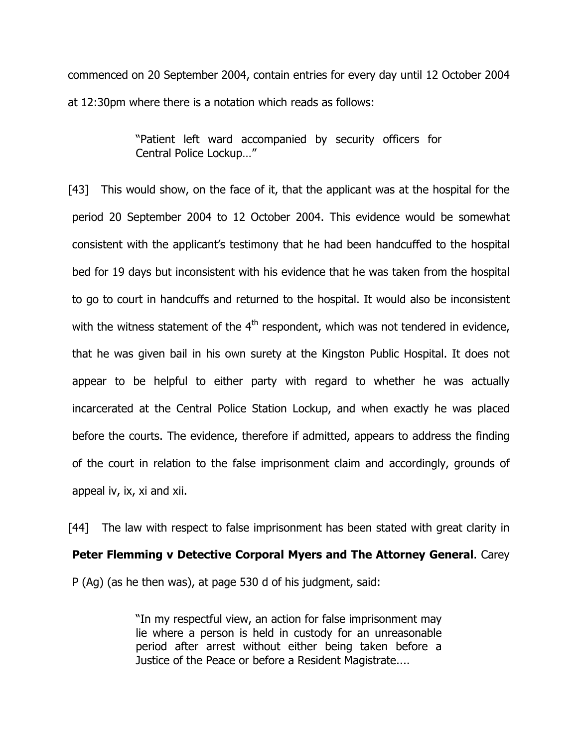commenced on 20 September 2004, contain entries for every day until 12 October 2004 at 12:30pm where there is a notation which reads as follows:

> "Patient left ward accompanied by security officers for Central Police Lockup…"

[43] This would show, on the face of it, that the applicant was at the hospital for the period 20 September 2004 to 12 October 2004. This evidence would be somewhat consistent with the applicant's testimony that he had been handcuffed to the hospital bed for 19 days but inconsistent with his evidence that he was taken from the hospital to go to court in handcuffs and returned to the hospital. It would also be inconsistent with the witness statement of the 4th respondent, which was not tendered in evidence, that he was given bail in his own surety at the Kingston Public Hospital. It does not appear to be helpful to either party with regard to whether he was actually incarcerated at the Central Police Station Lockup, and when exactly he was placed before the courts. The evidence, therefore if admitted, appears to address the finding of the court in relation to the false imprisonment claim and accordingly, grounds of appeal iv, ix, xi and xii.

[44] The law with respect to false imprisonment has been stated with great clarity in **Peter Flemming v Detective Corporal Myers and The Attorney General**. Carey P (Ag) (as he then was), at page 530 d of his judgment, said:

> "In my respectful view, an action for false imprisonment may lie where a person is held in custody for an unreasonable period after arrest without either being taken before a Justice of the Peace or before a Resident Magistrate....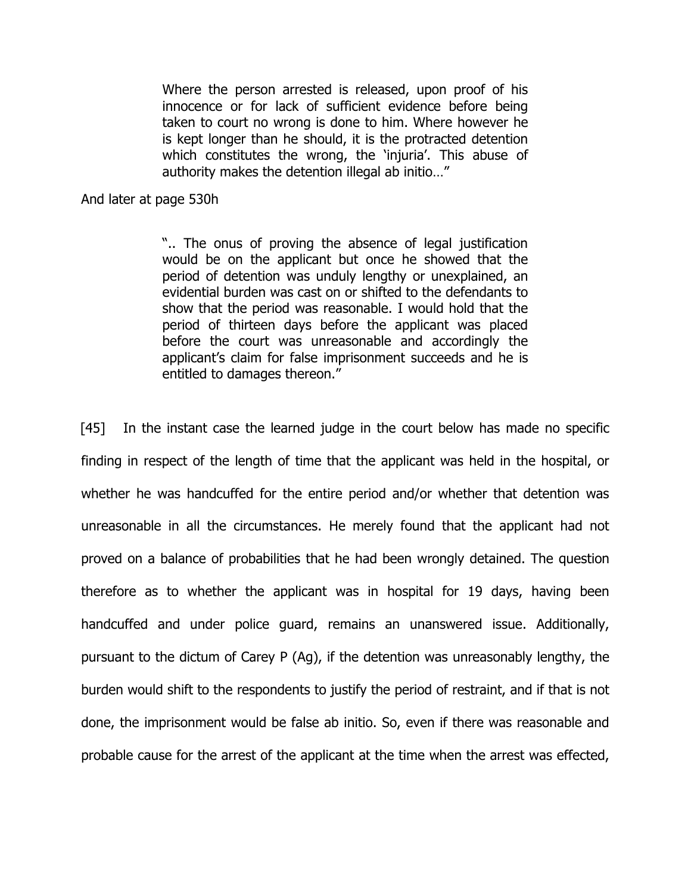> Where the person arrested is released, upon proof of his innocence or for lack of sufficient evidence before being taken to court no wrong is done to him. Where however he is kept longer than he should, it is the protracted detention which constitutes the wrong, the 'injuria'. This abuse of authority makes the detention illegal ab initio…"

And later at page 530h

> ".. The onus of proving the absence of legal justification would be on the applicant but once he showed that the period of detention was unduly lengthy or unexplained, an evidential burden was cast on or shifted to the defendants to show that the period was reasonable. I would hold that the period of thirteen days before the applicant was placed before the court was unreasonable and accordingly the applicant's claim for false imprisonment succeeds and he is entitled to damages thereon."

[45] In the instant case the learned judge in the court below has made no specific finding in respect of the length of time that the applicant was held in the hospital, or whether he was handcuffed for the entire period and/or whether that detention was unreasonable in all the circumstances. He merely found that the applicant had not proved on a balance of probabilities that he had been wrongly detained. The question therefore as to whether the applicant was in hospital for 19 days, having been handcuffed and under police guard, remains an unanswered issue. Additionally, pursuant to the dictum of Carey P (Ag), if the detention was unreasonably lengthy, the burden would shift to the respondents to justify the period of restraint, and if that is not done, the imprisonment would be false ab initio. So, even if there was reasonable and probable cause for the arrest of the applicant at the time when the arrest was effected,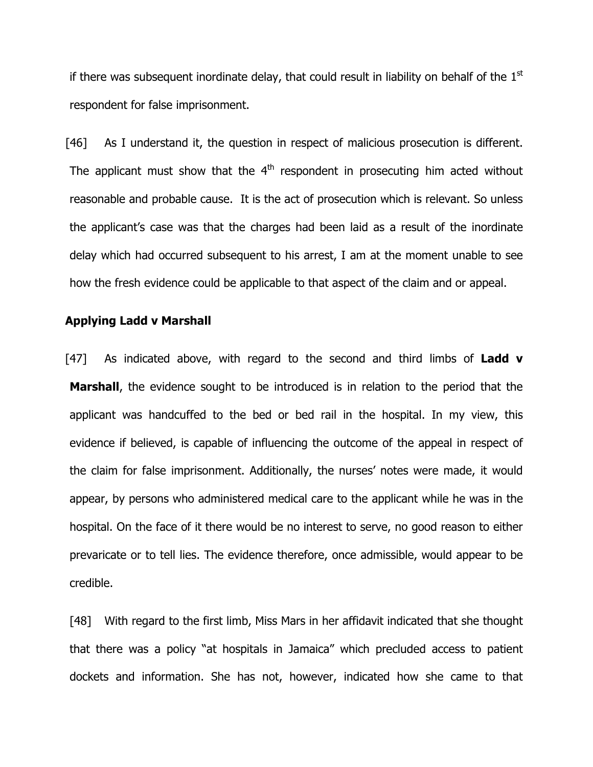if there was subsequent inordinate delay, that could result in liability on behalf of the 1st respondent for false imprisonment.

[46] As I understand it, the question in respect of malicious prosecution is different. The applicant must show that the 4th respondent in prosecuting him acted without reasonable and probable cause. It is the act of prosecution which is relevant. So unless the applicant's case was that the charges had been laid as a result of the inordinate delay which had occurred subsequent to his arrest, I am at the moment unable to see how the fresh evidence could be applicable to that aspect of the claim and or appeal.

**Applying Ladd v Marshall**

[47] As indicated above, with regard to the second and third limbs of **Ladd v Marshall**, the evidence sought to be introduced is in relation to the period that the applicant was handcuffed to the bed or bed rail in the hospital. In my view, this evidence if believed, is capable of influencing the outcome of the appeal in respect of the claim for false imprisonment. Additionally, the nurses' notes were made, it would appear, by persons who administered medical care to the applicant while he was in the hospital. On the face of it there would be no interest to serve, no good reason to either prevaricate or to tell lies. The evidence therefore, once admissible, would appear to be credible.

[48] With regard to the first limb, Miss Mars in her affidavit indicated that she thought that there was a policy "at hospitals in Jamaica" which precluded access to patient dockets and information. She has not, however, indicated how she came to that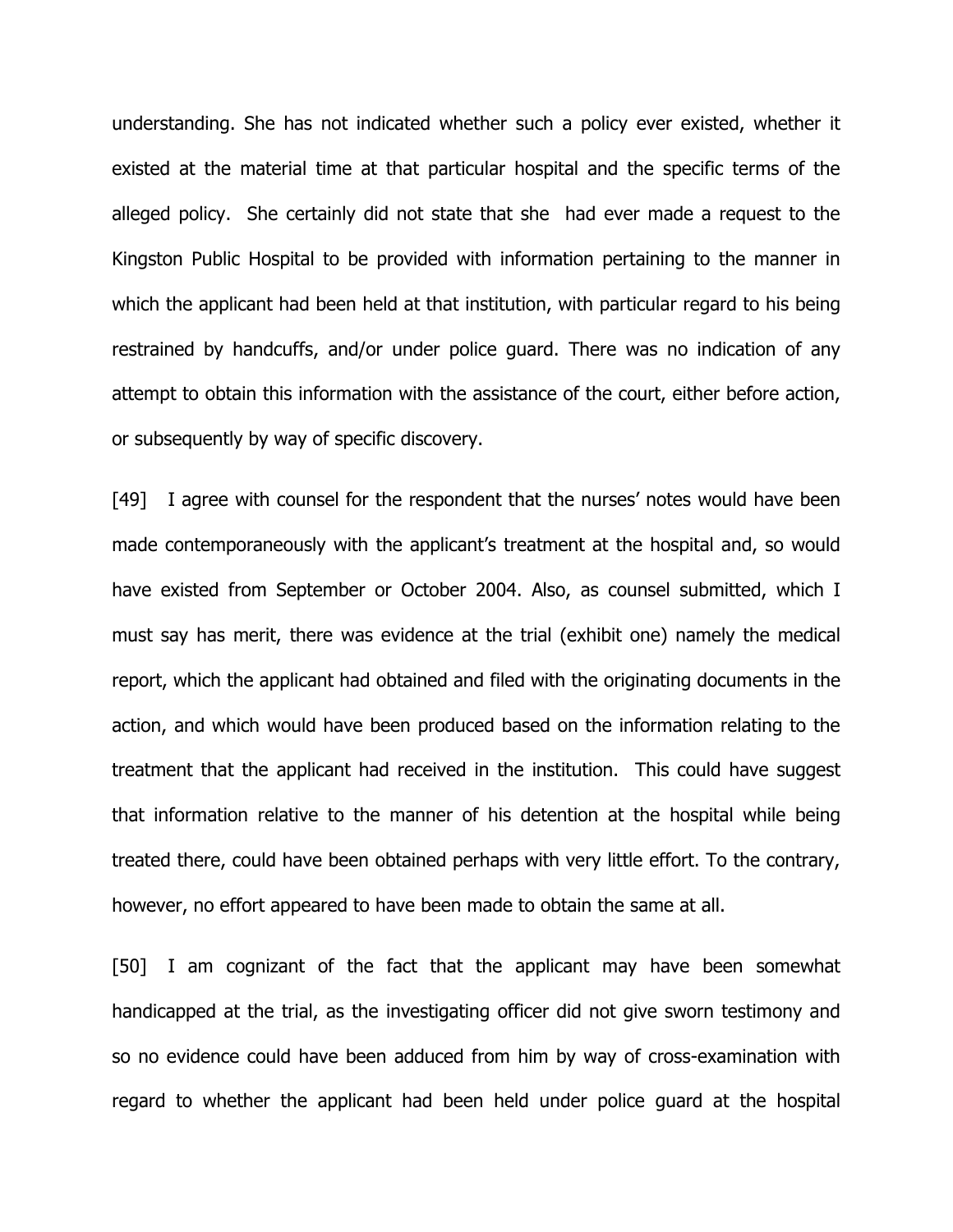understanding. She has not indicated whether such a policy ever existed, whether it existed at the material time at that particular hospital and the specific terms of the alleged policy. She certainly did not state that she had ever made a request to the Kingston Public Hospital to be provided with information pertaining to the manner in which the applicant had been held at that institution, with particular regard to his being restrained by handcuffs, and/or under police guard. There was no indication of any attempt to obtain this information with the assistance of the court, either before action, or subsequently by way of specific discovery.

[49] I agree with counsel for the respondent that the nurses' notes would have been made contemporaneously with the applicant's treatment at the hospital and, so would have existed from September or October 2004. Also, as counsel submitted, which I must say has merit, there was evidence at the trial (exhibit one) namely the medical report, which the applicant had obtained and filed with the originating documents in the action, and which would have been produced based on the information relating to the treatment that the applicant had received in the institution. This could have suggest that information relative to the manner of his detention at the hospital while being treated there, could have been obtained perhaps with very little effort. To the contrary, however, no effort appeared to have been made to obtain the same at all.

[50] I am cognizant of the fact that the applicant may have been somewhat handicapped at the trial, as the investigating officer did not give sworn testimony and so no evidence could have been adduced from him by way of cross-examination with regard to whether the applicant had been held under police guard at the hospital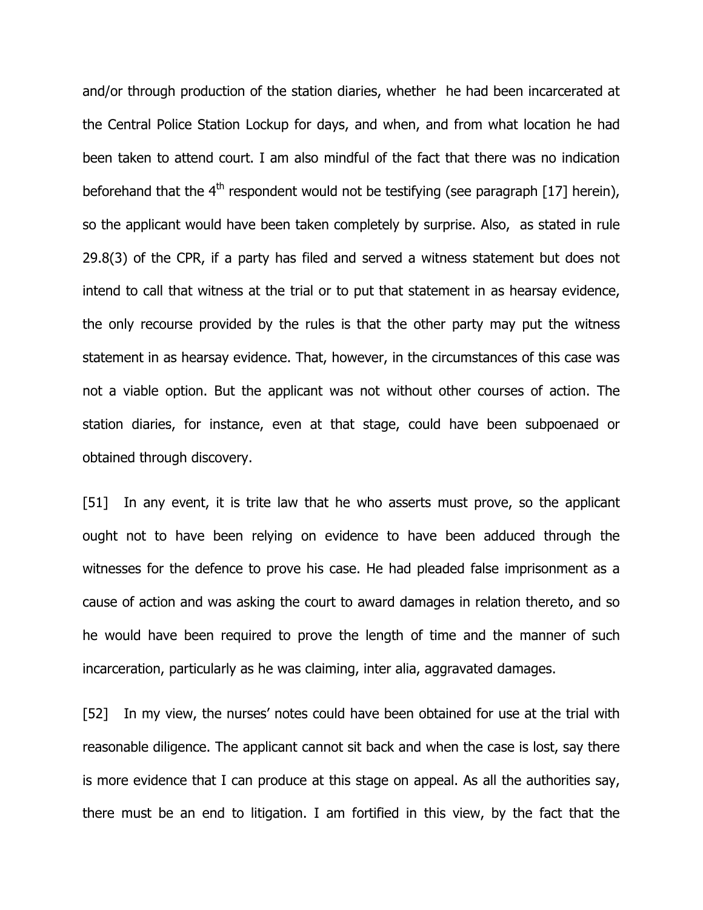and/or through production of the station diaries, whether he had been incarcerated at the Central Police Station Lockup for days, and when, and from what location he had been taken to attend court. I am also mindful of the fact that there was no indication beforehand that the 4th respondent would not be testifying (see paragraph [17] herein), so the applicant would have been taken completely by surprise. Also, as stated in rule 29.8(3) of the CPR, if a party has filed and served a witness statement but does not intend to call that witness at the trial or to put that statement in as hearsay evidence, the only recourse provided by the rules is that the other party may put the witness statement in as hearsay evidence. That, however, in the circumstances of this case was not a viable option. But the applicant was not without other courses of action. The station diaries, for instance, even at that stage, could have been subpoenaed or obtained through discovery.

[51] In any event, it is trite law that he who asserts must prove, so the applicant ought not to have been relying on evidence to have been adduced through the witnesses for the defence to prove his case. He had pleaded false imprisonment as a cause of action and was asking the court to award damages in relation thereto, and so he would have been required to prove the length of time and the manner of such incarceration, particularly as he was claiming, inter alia, aggravated damages.

[52] In my view, the nurses' notes could have been obtained for use at the trial with reasonable diligence. The applicant cannot sit back and when the case is lost, say there is more evidence that I can produce at this stage on appeal. As all the authorities say, there must be an end to litigation. I am fortified in this view, by the fact that the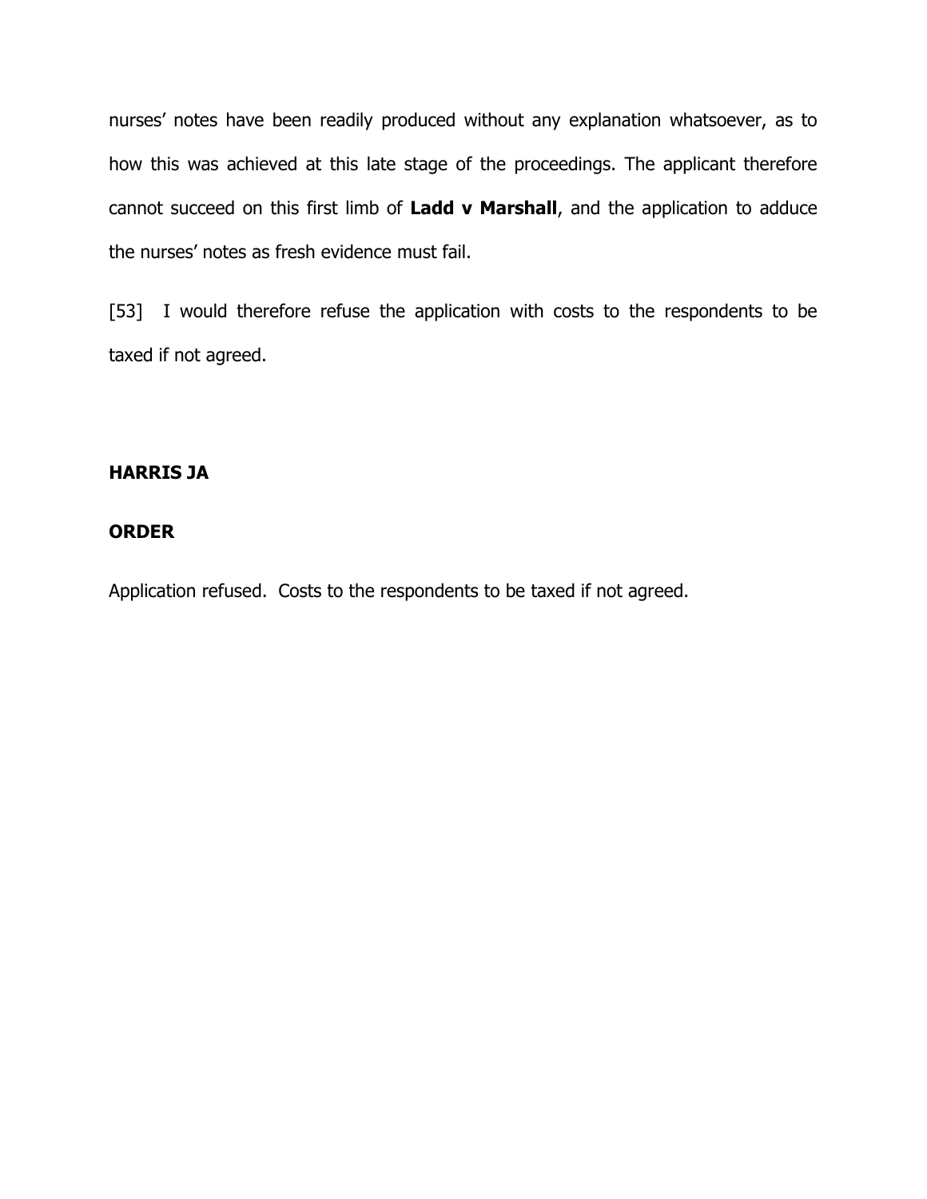nurses' notes have been readily produced without any explanation whatsoever, as to how this was achieved at this late stage of the proceedings. The applicant therefore cannot succeed on this first limb of **Ladd v Marshall**, and the application to adduce the nurses' notes as fresh evidence must fail.

[53] I would therefore refuse the application with costs to the respondents to be taxed if not agreed.

**HARRIS JA**

**ORDER**

Application refused. Costs to the respondents to be taxed if not agreed.